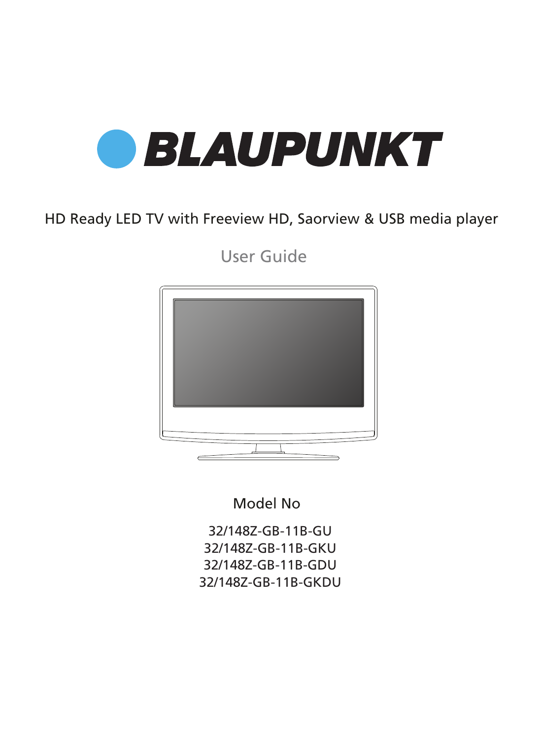# BLAUPUNKT

HD Ready LED TV with Freeview HD, Saorview & USB media player

## User Guide

Model No

32/148Z-GB-11B-GU
32/148Z-GB-11B-GKU
32/148Z-GB-11B-GDU
32/148Z-GB-11B-GKDU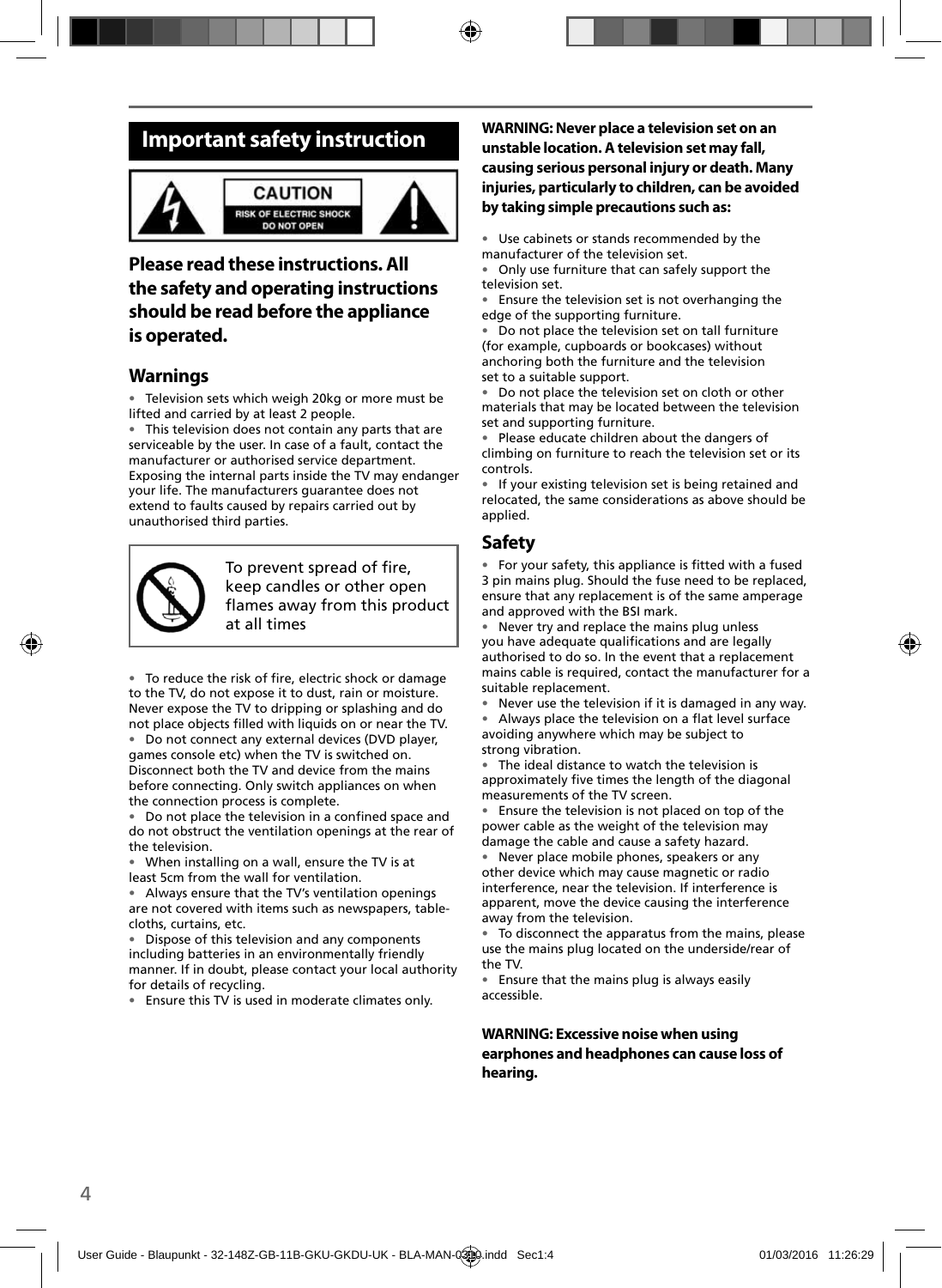# Important safety instruction

**CAUTION**
RISK OF ELECTRIC SHOCK
DO NOT OPEN

## Please read these instructions. All the safety and operating instructions should be read before the appliance is operated.

### Warnings

- Television sets which weigh 20kg or more must be lifted and carried by at least 2 people.
- This television does not contain any parts that are serviceable by the user. In case of a fault, contact the manufacturer or authorised service department. Exposing the internal parts inside the TV may endanger your life. The manufacturers guarantee does not extend to faults caused by repairs carried out by unauthorised third parties.

To prevent spread of fire, keep candles or other open flames away from this product at all times

- To reduce the risk of fire, electric shock or damage to the TV, do not expose it to dust, rain or moisture. Never expose the TV to dripping or splashing and do not place objects filled with liquids on or near the TV.
- Do not connect any external devices (DVD player, games console etc) when the TV is switched on. Disconnect both the TV and device from the mains before connecting. Only switch appliances on when the connection process is complete.
- Do not place the television in a confined space and do not obstruct the ventilation openings at the rear of the television.
- When installing on a wall, ensure the TV is at least 5cm from the wall for ventilation.
- Always ensure that the TV's ventilation openings are not covered with items such as newspapers, table-cloths, curtains, etc.
- Dispose of this television and any components including batteries in an environmentally friendly manner. If in doubt, please contact your local authority for details of recycling.
- Ensure this TV is used in moderate climates only.

**WARNING: Never place a television set on an unstable location. A television set may fall, causing serious personal injury or death. Many injuries, particularly to children, can be avoided by taking simple precautions such as:**

- Use cabinets or stands recommended by the manufacturer of the television set.
- Only use furniture that can safely support the television set.
- Ensure the television set is not overhanging the edge of the supporting furniture.
- Do not place the television set on tall furniture (for example, cupboards or bookcases) without anchoring both the furniture and the television set to a suitable support.
- Do not place the television set on cloth or other materials that may be located between the television set and supporting furniture.
- Please educate children about the dangers of climbing on furniture to reach the television set or its controls.
- If your existing television set is being retained and relocated, the same considerations as above should be applied.

### Safety

- For your safety, this appliance is fitted with a fused 3 pin mains plug. Should the fuse need to be replaced, ensure that any replacement is of the same amperage and approved with the BSI mark.
- Never try and replace the mains plug unless you have adequate qualifications and are legally authorised to do so. In the event that a replacement mains cable is required, contact the manufacturer for a suitable replacement.
- Never use the television if it is damaged in any way.
- Always place the television on a flat level surface avoiding anywhere which may be subject to strong vibration.
- The ideal distance to watch the television is approximately five times the length of the diagonal measurements of the TV screen.
- Ensure the television is not placed on top of the power cable as the weight of the television may damage the cable and cause a safety hazard.
- Never place mobile phones, speakers or any other device which may cause magnetic or radio interference, near the television. If interference is apparent, move the device causing the interference away from the television.
- To disconnect the apparatus from the mains, please use the mains plug located on the underside/rear of the TV.
- Ensure that the mains plug is always easily accessible.

**WARNING: Excessive noise when using earphones and headphones can cause loss of hearing.**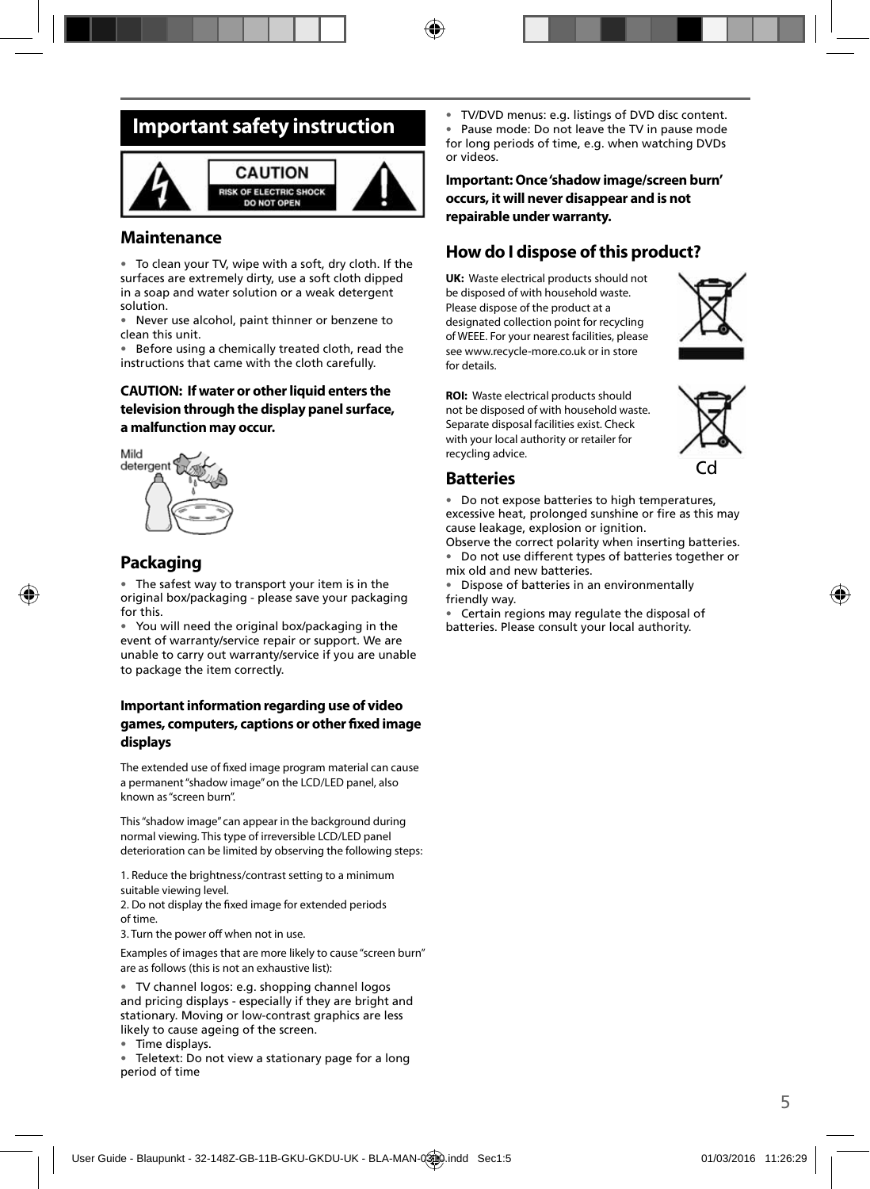# Important safety instruction

CAUTION
RISK OF ELECTRIC SHOCK
DO NOT OPEN

## Maintenance

- To clean your TV, wipe with a soft, dry cloth. If the surfaces are extremely dirty, use a soft cloth dipped in a soap and water solution or a weak detergent solution.
- Never use alcohol, paint thinner or benzene to clean this unit.
- Before using a chemically treated cloth, read the instructions that came with the cloth carefully.

**CAUTION: If water or other liquid enters the television through the display panel surface, a malfunction may occur.**

Mild detergent

## Packaging

- The safest way to transport your item is in the original box/packaging - please save your packaging for this.
- You will need the original box/packaging in the event of warranty/service repair or support. We are unable to carry out warranty/service if you are unable to package the item correctly.

### Important information regarding use of video games, computers, captions or other fixed image displays

The extended use of fixed image program material can cause a permanent "shadow image" on the LCD/LED panel, also known as "screen burn".

This "shadow image" can appear in the background during normal viewing. This type of irreversible LCD/LED panel deterioration can be limited by observing the following steps:

1. Reduce the brightness/contrast setting to a minimum suitable viewing level.
2. Do not display the fixed image for extended periods of time.
3. Turn the power off when not in use.

Examples of images that are more likely to cause "screen burn" are as follows (this is not an exhaustive list):

- TV channel logos: e.g. shopping channel logos and pricing displays - especially if they are bright and stationary. Moving or low-contrast graphics are less likely to cause ageing of the screen.
- Time displays.
- Teletext: Do not view a stationary page for a long period of time
- TV/DVD menus: e.g. listings of DVD disc content.
- Pause mode: Do not leave the TV in pause mode for long periods of time, e.g. when watching DVDs or videos.

**Important: Once 'shadow image/screen burn' occurs, it will never disappear and is not repairable under warranty.**

## How do I dispose of this product?

**UK:** Waste electrical products should not be disposed of with household waste. Please dispose of the product at a designated collection point for recycling of WEEE. For your nearest facilities, please see www.recycle-more.co.uk or in store for details.

**ROI:** Waste electrical products should not be disposed of with household waste. Separate disposal facilities exist. Check with your local authority or retailer for recycling advice.

Cd

## Batteries

- Do not expose batteries to high temperatures, excessive heat, prolonged sunshine or fire as this may cause leakage, explosion or ignition.

Observe the correct polarity when inserting batteries.

- Do not use different types of batteries together or mix old and new batteries.
- Dispose of batteries in an environmentally friendly way.
- Certain regions may regulate the disposal of batteries. Please consult your local authority.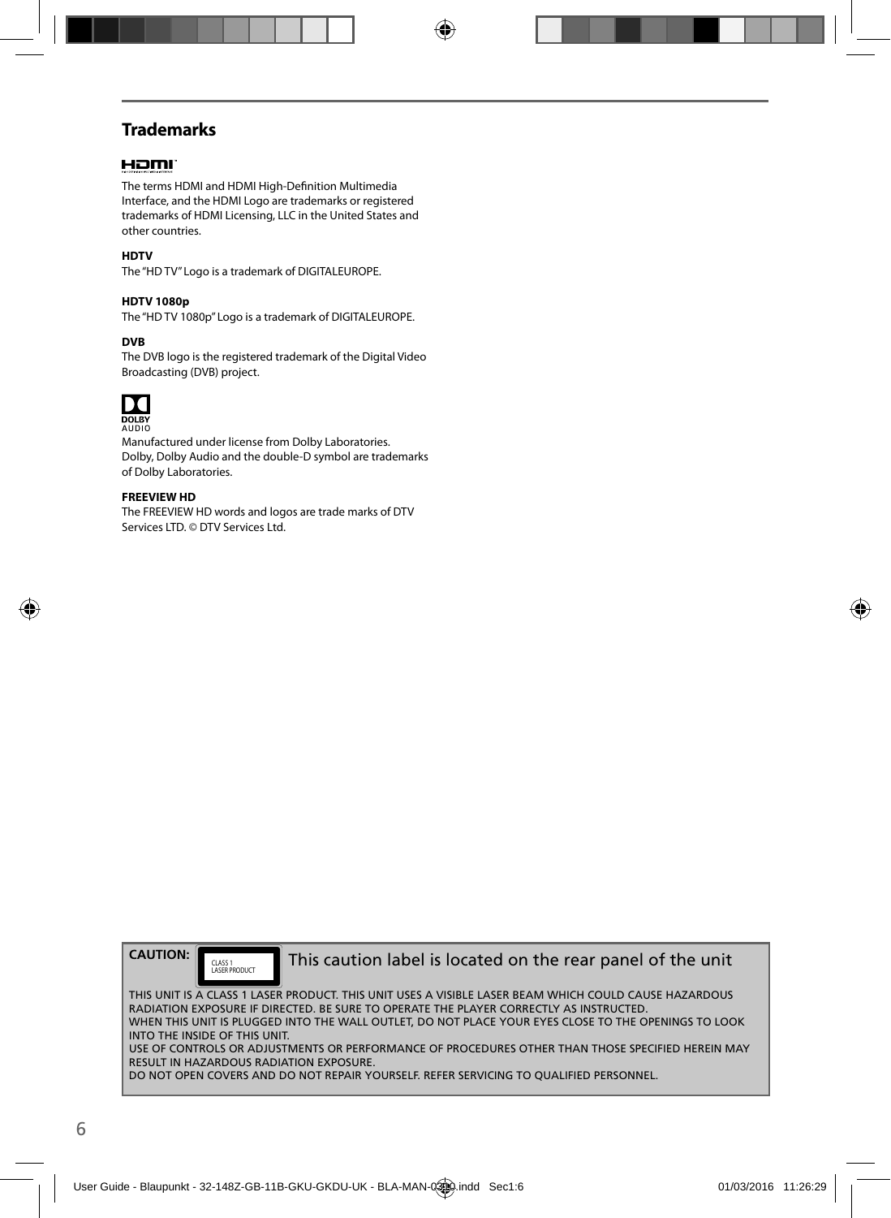## Trademarks

The terms HDMI and HDMI High-Definition Multimedia Interface, and the HDMI Logo are trademarks or registered trademarks of HDMI Licensing, LLC in the United States and other countries.

**HDTV**

The "HD TV" Logo is a trademark of DIGITALEUROPE.

**HDTV 1080p**

The "HD TV 1080p" Logo is a trademark of DIGITALEUROPE.

**DVB**

The DVB logo is the registered trademark of the Digital Video Broadcasting (DVB) project.

Manufactured under license from Dolby Laboratories.
Dolby, Dolby Audio and the double-D symbol are trademarks of Dolby Laboratories.

**FREEVIEW HD**

The FREEVIEW HD words and logos are trade marks of DTV Services LTD. © DTV Services Ltd.

**CAUTION:** CLASS 1 LASER PRODUCT — This caution label is located on the rear panel of the unit

THIS UNIT IS A CLASS 1 LASER PRODUCT. THIS UNIT USES A VISIBLE LASER BEAM WHICH COULD CAUSE HAZARDOUS RADIATION EXPOSURE IF DIRECTED. BE SURE TO OPERATE THE PLAYER CORRECTLY AS INSTRUCTED.
WHEN THIS UNIT IS PLUGGED INTO THE WALL OUTLET, DO NOT PLACE YOUR EYES CLOSE TO THE OPENINGS TO LOOK INTO THE INSIDE OF THIS UNIT.
USE OF CONTROLS OR ADJUSTMENTS OR PERFORMANCE OF PROCEDURES OTHER THAN THOSE SPECIFIED HEREIN MAY RESULT IN HAZARDOUS RADIATION EXPOSURE.
DO NOT OPEN COVERS AND DO NOT REPAIR YOURSELF. REFER SERVICING TO QUALIFIED PERSONNEL.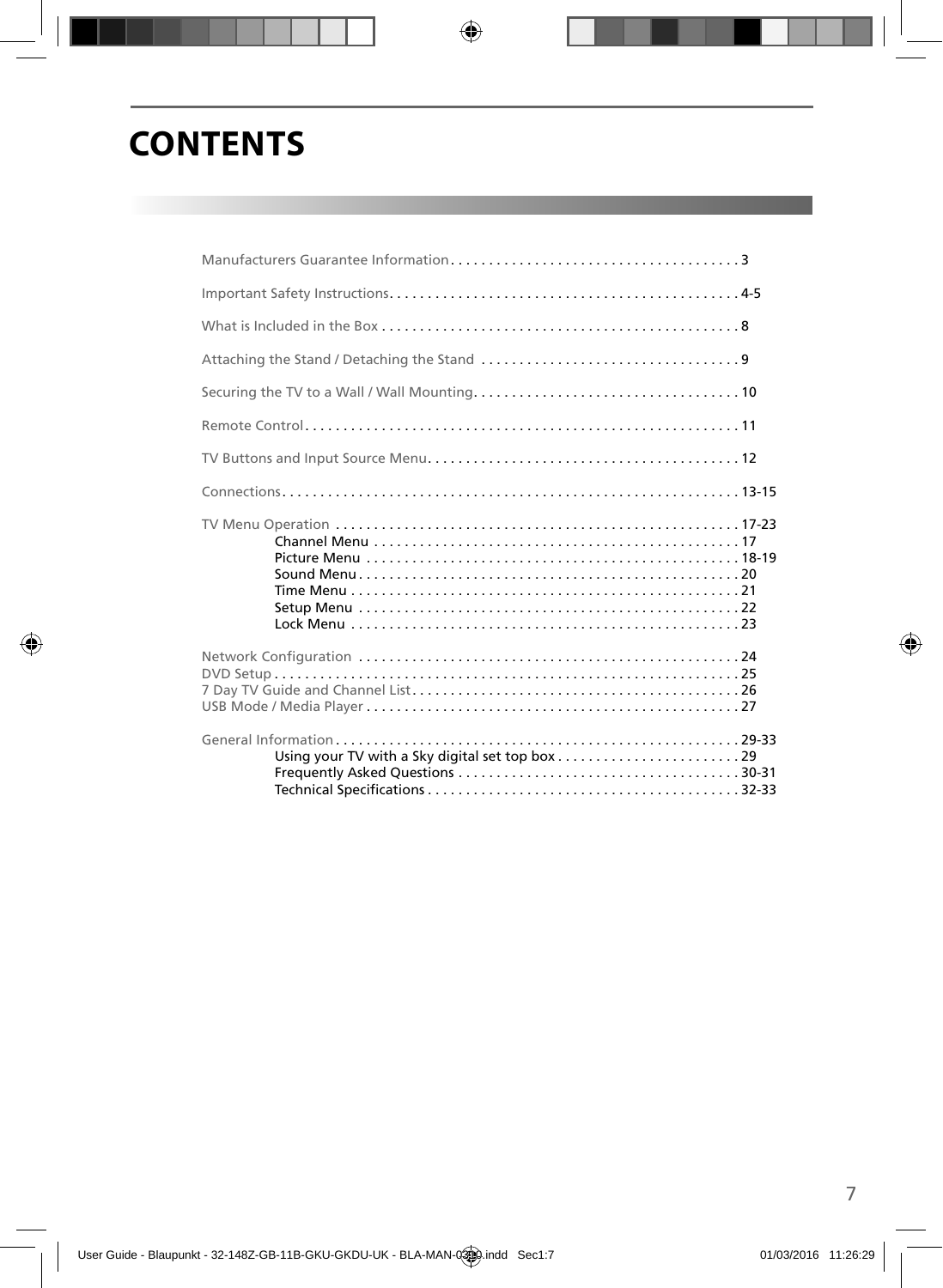# CONTENTS

Manufacturers Guarantee Information . . . . . . . . . . . . . . . . . . . . . . . . . . . . . . . . . . . . . . 3

Important Safety Instructions. . . . . . . . . . . . . . . . . . . . . . . . . . . . . . . . . . . . . . . . . . . . . . 4-5

What is Included in the Box . . . . . . . . . . . . . . . . . . . . . . . . . . . . . . . . . . . . . . . . . . . . . . . 8

Attaching the Stand / Detaching the Stand . . . . . . . . . . . . . . . . . . . . . . . . . . . . . . . . . . 9

Securing the TV to a Wall / Wall Mounting. . . . . . . . . . . . . . . . . . . . . . . . . . . . . . . . . . . 10

Remote Control. . . . . . . . . . . . . . . . . . . . . . . . . . . . . . . . . . . . . . . . . . . . . . . . . . . . . . . . . . 11

TV Buttons and Input Source Menu. . . . . . . . . . . . . . . . . . . . . . . . . . . . . . . . . . . . . . . . . 12

Connections. . . . . . . . . . . . . . . . . . . . . . . . . . . . . . . . . . . . . . . . . . . . . . . . . . . . . . . . . . . . . 13-15

TV Menu Operation . . . . . . . . . . . . . . . . . . . . . . . . . . . . . . . . . . . . . . . . . . . . . . . . . . . . . 17-23
- **Channel Menu** . . . . . . . . . . . . . . . . . . . . . . . . . . . . . . . . . . . . . . . . . . . . . . . . 17
- **Picture Menu** . . . . . . . . . . . . . . . . . . . . . . . . . . . . . . . . . . . . . . . . . . . . . . . . . 18-19
- **Sound Menu** . . . . . . . . . . . . . . . . . . . . . . . . . . . . . . . . . . . . . . . . . . . . . . . . . . 20
- **Time Menu** . . . . . . . . . . . . . . . . . . . . . . . . . . . . . . . . . . . . . . . . . . . . . . . . . . . 21
- **Setup Menu** . . . . . . . . . . . . . . . . . . . . . . . . . . . . . . . . . . . . . . . . . . . . . . . . . . 22
- **Lock Menu** . . . . . . . . . . . . . . . . . . . . . . . . . . . . . . . . . . . . . . . . . . . . . . . . . . . 23

Network Configuration . . . . . . . . . . . . . . . . . . . . . . . . . . . . . . . . . . . . . . . . . . . . . . . . . . 24
DVD Setup . . . . . . . . . . . . . . . . . . . . . . . . . . . . . . . . . . . . . . . . . . . . . . . . . . . . . . . . . . . . . 25
7 Day TV Guide and Channel List. . . . . . . . . . . . . . . . . . . . . . . . . . . . . . . . . . . . . . . . . . . 26
USB Mode / Media Player . . . . . . . . . . . . . . . . . . . . . . . . . . . . . . . . . . . . . . . . . . . . . . . . . 27

General Information . . . . . . . . . . . . . . . . . . . . . . . . . . . . . . . . . . . . . . . . . . . . . . . . . . . . . 29-33
- **Using your TV with a Sky digital set top box** . . . . . . . . . . . . . . . . . . . . . . . . 29
- **Frequently Asked Questions** . . . . . . . . . . . . . . . . . . . . . . . . . . . . . . . . . . . . . 30-31
- **Technical Specifications** . . . . . . . . . . . . . . . . . . . . . . . . . . . . . . . . . . . . . . . . . 32-33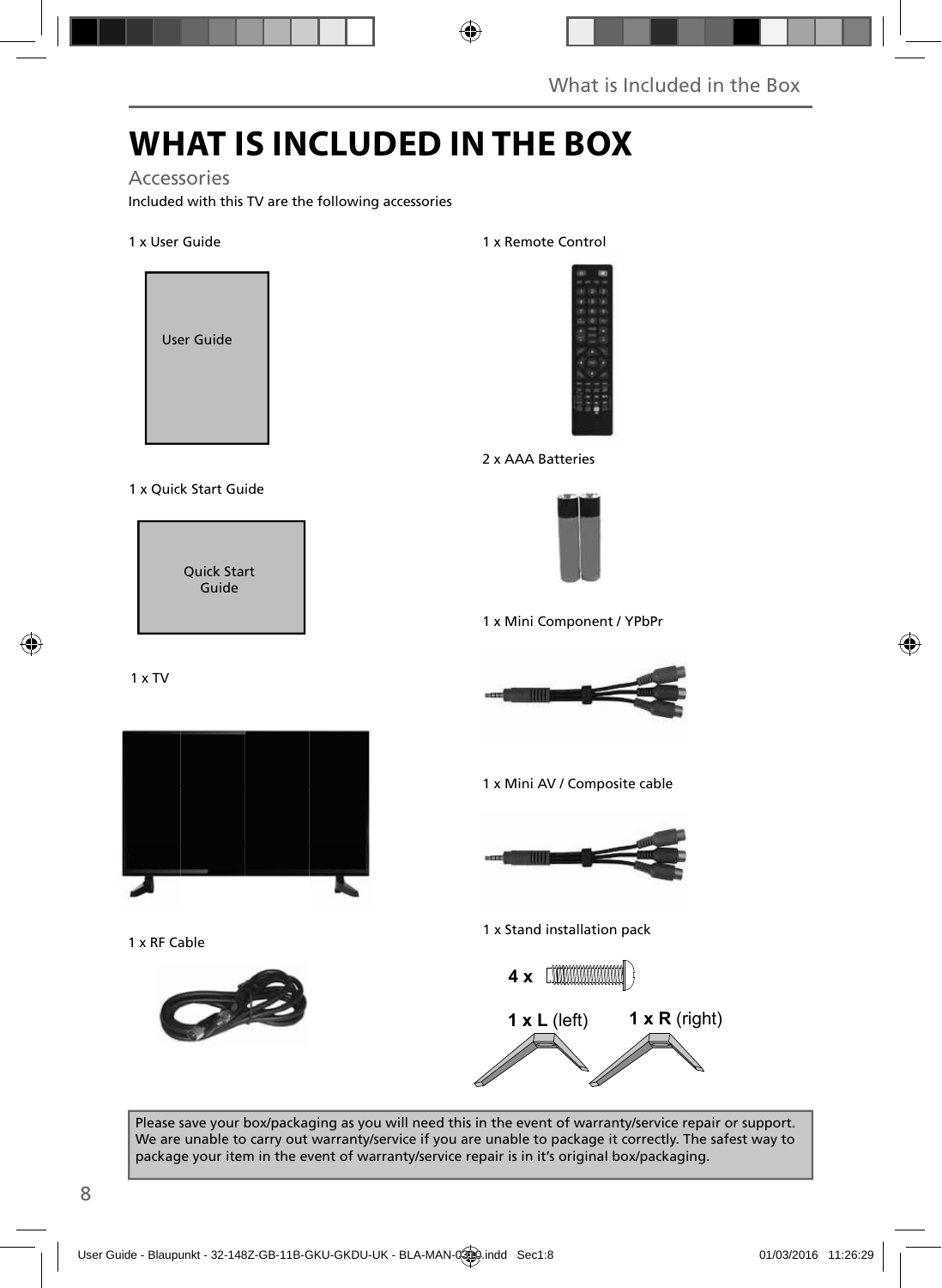# WHAT IS INCLUDED IN THE BOX

## Accessories

Included with this TV are the following accessories

1 x User Guide

User Guide

1 x Quick Start Guide

Quick Start Guide

1 x TV

1 x RF Cable

1 x Remote Control

2 x AAA Batteries

1 x Mini Component / YPbPr

1 x Mini AV / Composite cable

1 x Stand installation pack

4 x

**1 x L** (left) **1 x R** (right)

Please save your box/packaging as you will need this in the event of warranty/service repair or support. We are unable to carry out warranty/service if you are unable to package it correctly. The safest way to package your item in the event of warranty/service repair is in it's original box/packaging.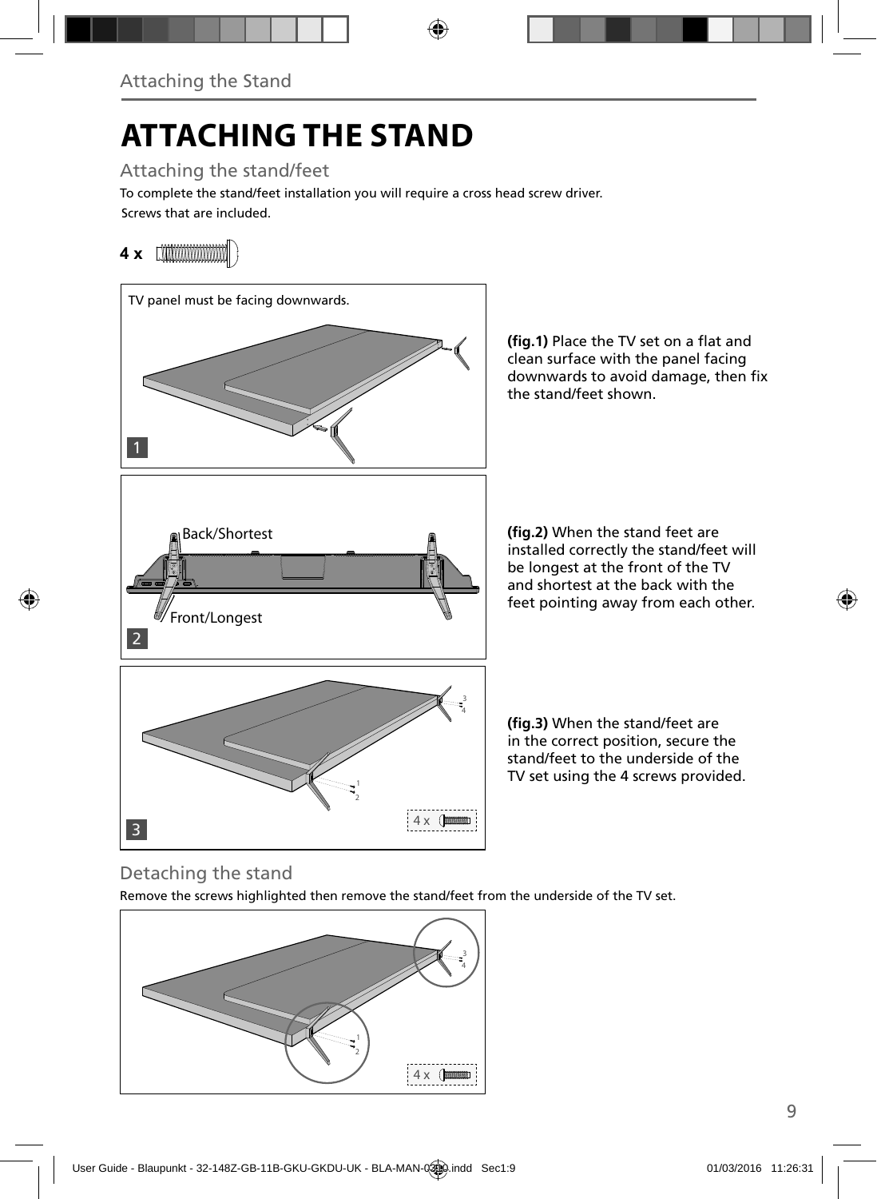# ATTACHING THE STAND

## Attaching the stand/feet

To complete the stand/feet installation you will require a cross head screw driver.

Screws that are included.

**4 x**

TV panel must be facing downwards.

**(fig.1)** Place the TV set on a flat and clean surface with the panel facing downwards to avoid damage, then fix the stand/feet shown.

Back/Shortest

Front/Longest

**(fig.2)** When the stand feet are installed correctly the stand/feet will be longest at the front of the TV and shortest at the back with the feet pointing away from each other.

4 x

**(fig.3)** When the stand/feet are in the correct position, secure the stand/feet to the underside of the TV set using the 4 screws provided.

## Detaching the stand

Remove the screws highlighted then remove the stand/feet from the underside of the TV set.

4 x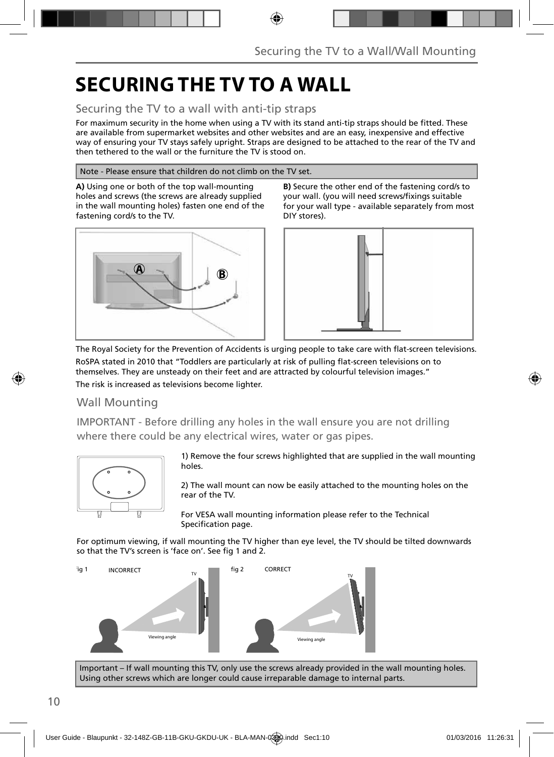# SECURING THE TV TO A WALL

## Securing the TV to a wall with anti-tip straps

For maximum security in the home when using a TV with its stand anti-tip straps should be fitted. These are available from supermarket websites and other websites and are an easy, inexpensive and effective way of ensuring your TV stays safely upright. Straps are designed to be attached to the rear of the TV and then tethered to the wall or the furniture the TV is stood on.

Note - Please ensure that children do not climb on the TV set.

**A)** Using one or both of the top wall-mounting holes and screws (the screws are already supplied in the wall mounting holes) fasten one end of the fastening cord/s to the TV.

**B)** Secure the other end of the fastening cord/s to your wall. (you will need screws/fixings suitable for your wall type - available separately from most DIY stores).

The Royal Society for the Prevention of Accidents is urging people to take care with flat-screen televisions.

RoSPA stated in 2010 that "Toddlers are particularly at risk of pulling flat-screen televisions on to themselves. They are unsteady on their feet and are attracted by colourful television images."

The risk is increased as televisions become lighter.

## Wall Mounting

IMPORTANT - Before drilling any holes in the wall ensure you are not drilling where there could be any electrical wires, water or gas pipes.

1) Remove the four screws highlighted that are supplied in the wall mounting holes.

2) The wall mount can now be easily attached to the mounting holes on the rear of the TV.

For VESA wall mounting information please refer to the Technical Specification page.

For optimum viewing, if wall mounting the TV higher than eye level, the TV should be tilted downwards so that the TV's screen is 'face on'. See fig 1 and 2.

fig 1 INCORRECT

fig 2 CORRECT

Important – If wall mounting this TV, only use the screws already provided in the wall mounting holes. Using other screws which are longer could cause irreparable damage to internal parts.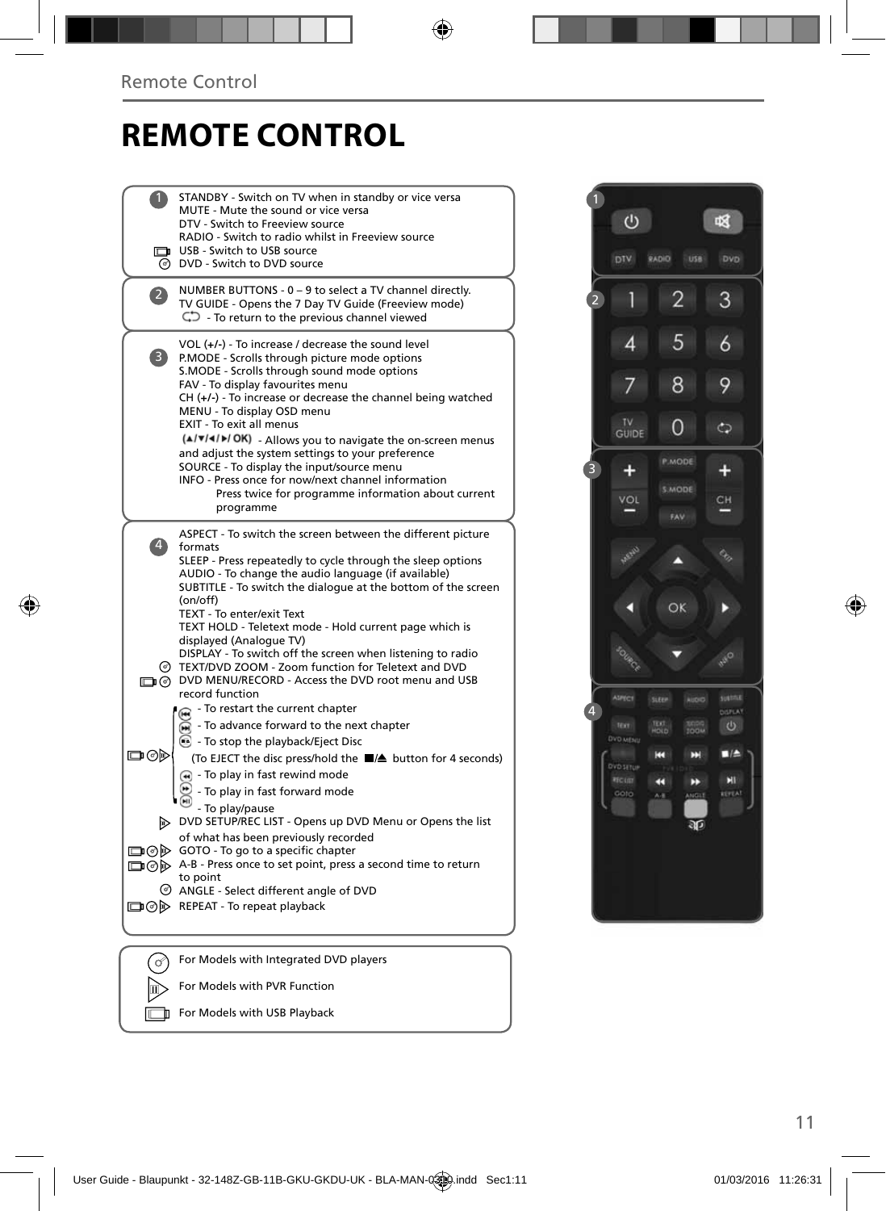# REMOTE CONTROL

**1**

STANDBY - Switch on TV when in standby or vice versa
MUTE - Mute the sound or vice versa
DTV - Switch to Freeview source
RADIO - Switch to radio whilst in Freeview source
USB - Switch to USB source
DVD - Switch to DVD source

**2**

NUMBER BUTTONS - 0 – 9 to select a TV channel directly.
TV GUIDE - Opens the 7 Day TV Guide (Freeview mode)
- To return to the previous channel viewed

**3**

VOL (+/-) - To increase / decrease the sound level
P.MODE - Scrolls through picture mode options
S.MODE - Scrolls through sound mode options
FAV - To display favourites menu
CH (+/-) - To increase or decrease the channel being watched
MENU - To display OSD menu
EXIT - To exit all menus
(▲/▼/◄/►/ OK) - Allows you to navigate the on-screen menus and adjust the system settings to your preference
SOURCE - To display the input/source menu
INFO - Press once for now/next channel information
Press twice for programme information about current programme

**4**

ASPECT - To switch the screen between the different picture formats
SLEEP - Press repeatedly to cycle through the sleep options
AUDIO - To change the audio language (if available)
SUBTITLE - To switch the dialogue at the bottom of the screen (on/off)
TEXT - To enter/exit Text
TEXT HOLD - Teletext mode - Hold current page which is displayed (Analogue TV)
DISPLAY - To switch off the screen when listening to radio
TEXT/DVD ZOOM - Zoom function for Teletext and DVD
DVD MENU/RECORD - Access the DVD root menu and USB record function

- To restart the current chapter
- To advance forward to the next chapter
- To stop the playback/Eject Disc
(To EJECT the disc press/hold the ■/⏏ button for 4 seconds)
- To play in fast rewind mode
- To play in fast forward mode
- To play/pause

DVD SETUP/REC LIST - Opens up DVD Menu or Opens the list of what has been previously recorded
GOTO - To go to a specific chapter
A-B - Press once to set point, press a second time to return to point
ANGLE - Select different angle of DVD
REPEAT - To repeat playback

For Models with Integrated DVD players
For Models with PVR Function
For Models with USB Playback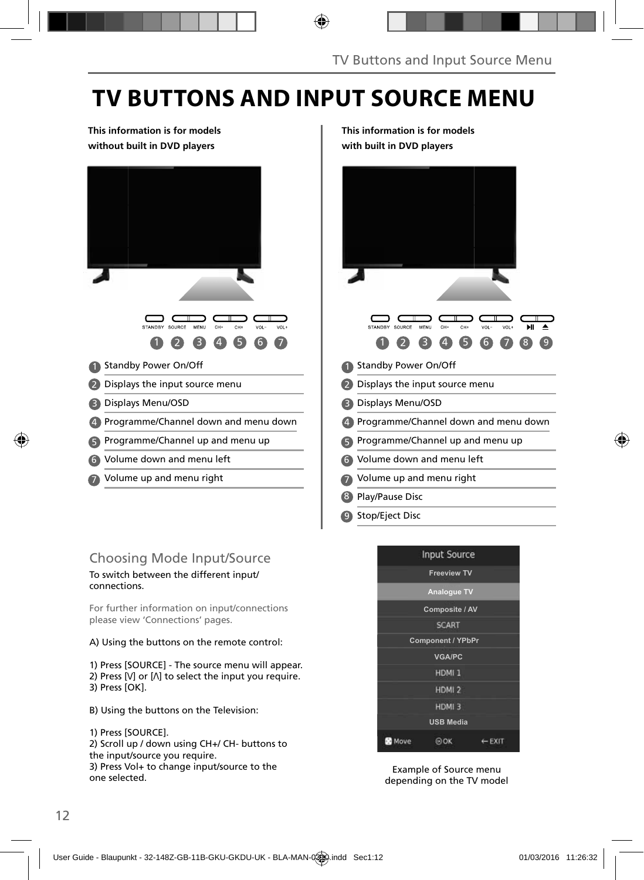# TV BUTTONS AND INPUT SOURCE MENU

**This information is for models without built in DVD players**

STANDBY SOURCE MENU CH- CH+ VOL- VOL+

1 2 3 4 5 6 7

1. Standby Power On/Off
2. Displays the input source menu
3. Displays Menu/OSD
4. Programme/Channel down and menu down
5. Programme/Channel up and menu up
6. Volume down and menu left
7. Volume up and menu right

**This information is for models with built in DVD players**

STANDBY SOURCE MENU CH- CH+ VOL- VOL+ ▶II ⏏

1 2 3 4 5 6 7 8 9

1. Standby Power On/Off
2. Displays the input source menu
3. Displays Menu/OSD
4. Programme/Channel down and menu down
5. Programme/Channel up and menu up
6. Volume down and menu left
7. Volume up and menu right
8. Play/Pause Disc
9. Stop/Eject Disc

## Choosing Mode Input/Source

To switch between the different input/connections.

For further information on input/connections please view 'Connections' pages.

A) Using the buttons on the remote control:

1) Press [SOURCE] - The source menu will appear.
2) Press [V] or [Λ] to select the input you require.
3) Press [OK].

B) Using the buttons on the Television:

1) Press [SOURCE].
2) Scroll up / down using CH+/ CH- buttons to the input/source you require.
3) Press Vol+ to change input/source to the one selected.

Input Source
- Freeview TV
- Analogue TV
- Composite / AV
- SCART
- Component / YPbPr
- VGA/PC
- HDMI 1
- HDMI 2
- HDMI 3
- USB Media

Move OK EXIT

Example of Source menu depending on the TV model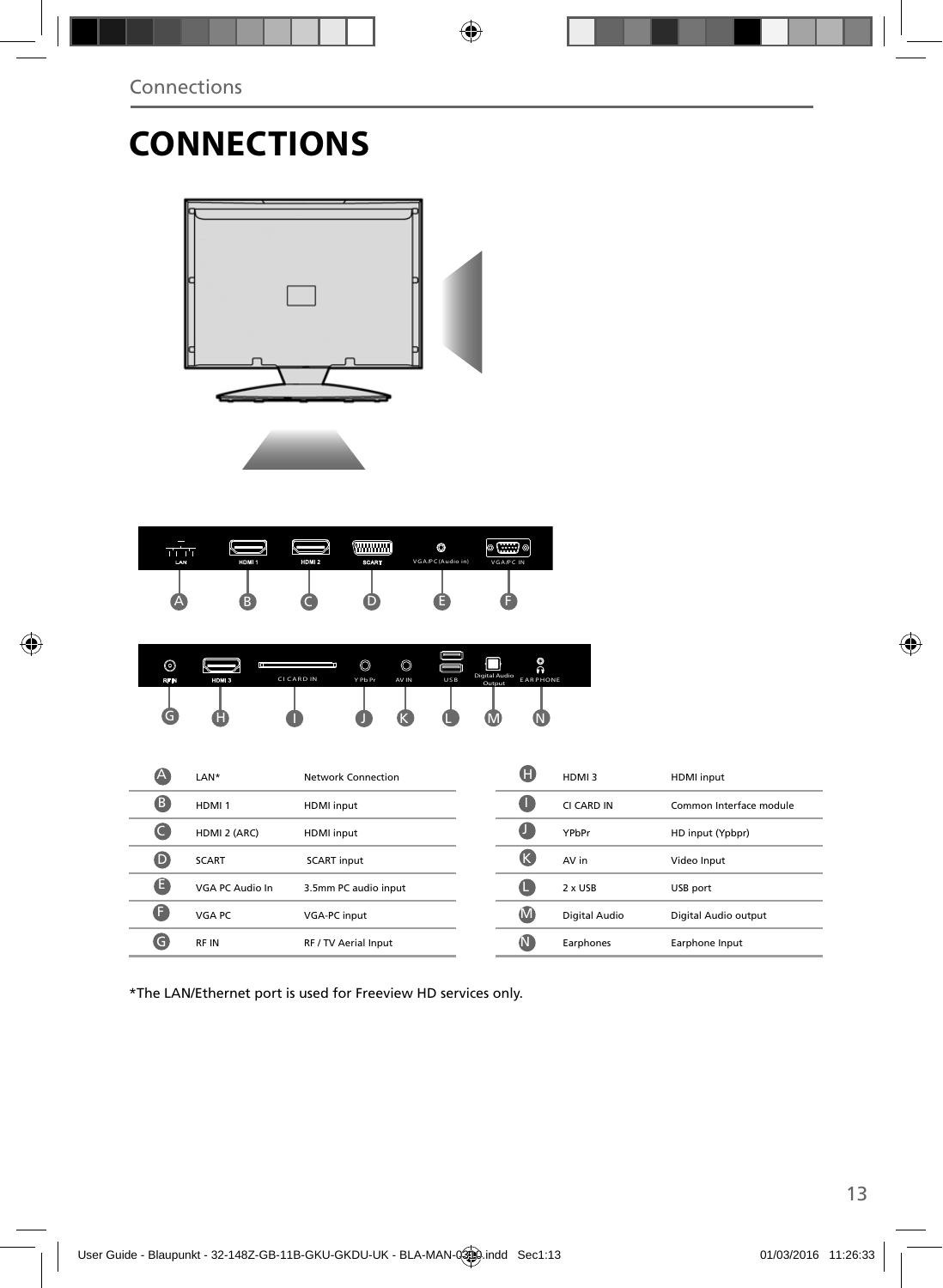# CONNECTIONS

| | | | | | |
|---|---|---|---|---|---|
| A | LAN* | Network Connection | H | HDMI 3 | HDMI input |
| B | HDMI 1 | HDMI input | I | CI CARD IN | Common Interface module |
| C | HDMI 2 (ARC) | HDMI input | J | YPbPr | HD input (Ypbpr) |
| D | SCART | SCART input | K | AV in | Video Input |
| E | VGA PC Audio In | 3.5mm PC audio input | L | 2 x USB | USB port |
| F | VGA PC | VGA-PC input | M | Digital Audio | Digital Audio output |
| G | RF IN | RF / TV Aerial Input | N | Earphones | Earphone Input |

*The LAN/Ethernet port is used for Freeview HD services only.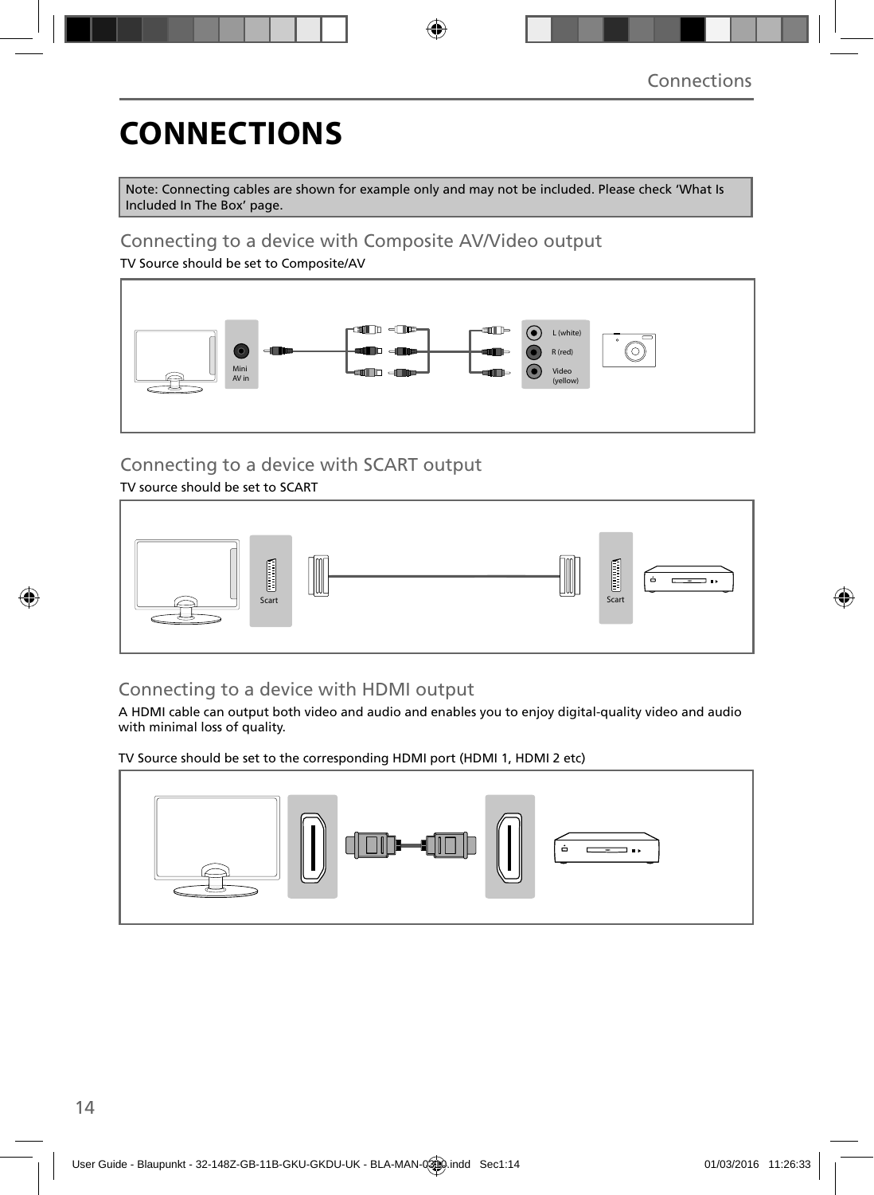# CONNECTIONS

Note: Connecting cables are shown for example only and may not be included. Please check 'What Is Included In The Box' page.

## Connecting to a device with Composite AV/Video output

TV Source should be set to Composite/AV

Mini AV in

L (white)
R (red)
Video (yellow)

## Connecting to a device with SCART output

TV source should be set to SCART

Scart

Scart

## Connecting to a device with HDMI output

A HDMI cable can output both video and audio and enables you to enjoy digital-quality video and audio with minimal loss of quality.

TV Source should be set to the corresponding HDMI port (HDMI 1, HDMI 2 etc)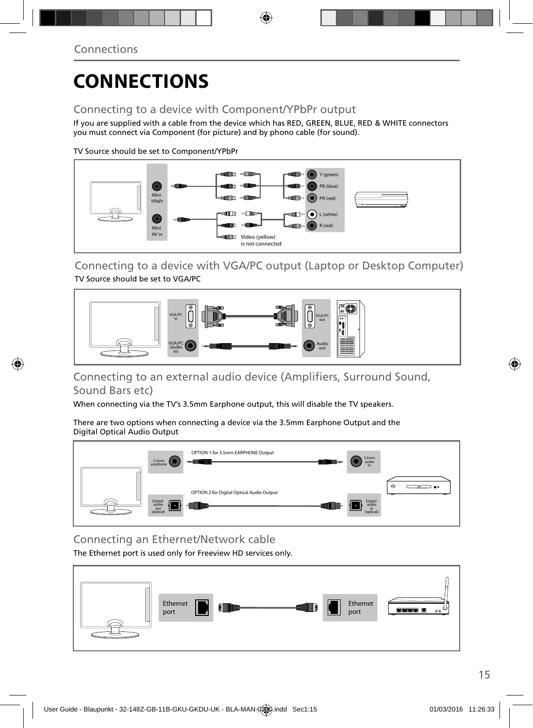# CONNECTIONS

## Connecting to a device with Component/YPbPr output

If you are supplied with a cable from the device which has RED, GREEN, BLUE, RED & WHITE connectors you must connect via Component (for picture) and by phono cable (for sound).

TV Source should be set to Component/YPbPr

Mini YPbPr

Mini AV in

Y (green)

PB (blue)

PR (red)

L (white)

R (red)

Video (yellow) is not connected

## Connecting to a device with VGA/PC output (Laptop or Desktop Computer)

TV Source should be set to VGA/PC

VGA/PC in

VGA/PC (audio in)

VGA/PC out

Audio out

## Connecting to an external audio device (Amplifiers, Surround Sound, Sound Bars etc)

When connecting via the TV's 3.5mm Earphone output, this will disable the TV speakers.

There are two options when connecting a device via the 3.5mm Earphone Output and the Digital Optical Audio Output

OPTION 1 for 3.5mm EARPHONE Output

3.5mm earphone

3.5mm audio in

OPTION 2 for Digital Optical Audio Output

Digital audio out (optical)

Digital audio in (optical)

## Connecting an Ethernet/Network cable

The Ethernet port is used only for Freeview HD services only.

Ethernet port

Ethernet port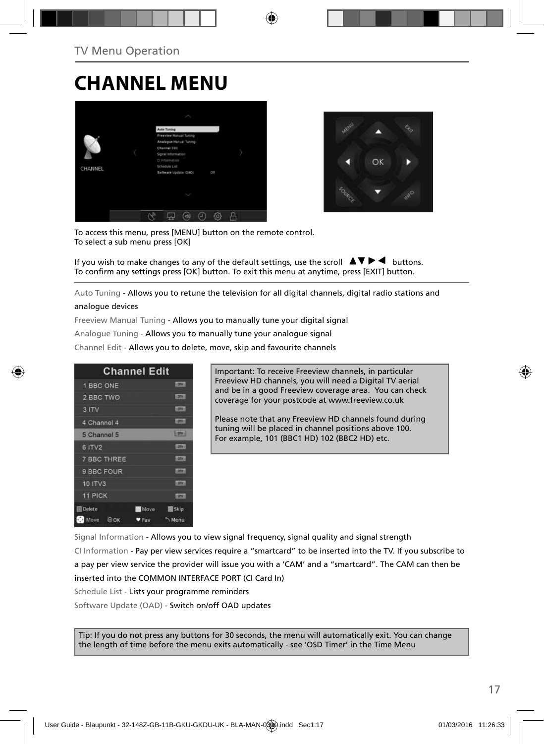## TV Menu Operation

# CHANNEL MENU

To access this menu, press [MENU] button on the remote control.
To select a sub menu press [OK]

If you wish to make changes to any of the default settings, use the scroll ▲▼▶◀ buttons.
To confirm any settings press [OK] button. To exit this menu at anytime, press [EXIT] button.

Auto Tuning - Allows you to retune the television for all digital channels, digital radio stations and analogue devices

Freeview Manual Tuning - Allows you to manually tune your digital signal

Analogue Tuning - Allows you to manually tune your analogue signal

Channel Edit - Allows you to delete, move, skip and favourite channels

Important: To receive Freeview channels, in particular Freeview HD channels, you will need a Digital TV aerial and be in a good Freeview coverage area. You can check coverage for your postcode at www.freeview.co.uk

Please note that any Freeview HD channels found during tuning will be placed in channel positions above 100. For example, 101 (BBC1 HD) 102 (BBC2 HD) etc.

Signal Information - Allows you to view signal frequency, signal quality and signal strength

CI Information - Pay per view services require a "smartcard" to be inserted into the TV. If you subscribe to a pay per view service the provider will issue you with a 'CAM' and a "smartcard". The CAM can then be inserted into the COMMON INTERFACE PORT (CI Card In)

Schedule List - Lists your programme reminders

Software Update (OAD) - Switch on/off OAD updates

Tip: If you do not press any buttons for 30 seconds, the menu will automatically exit. You can change the length of time before the menu exits automatically - see 'OSD Timer' in the Time Menu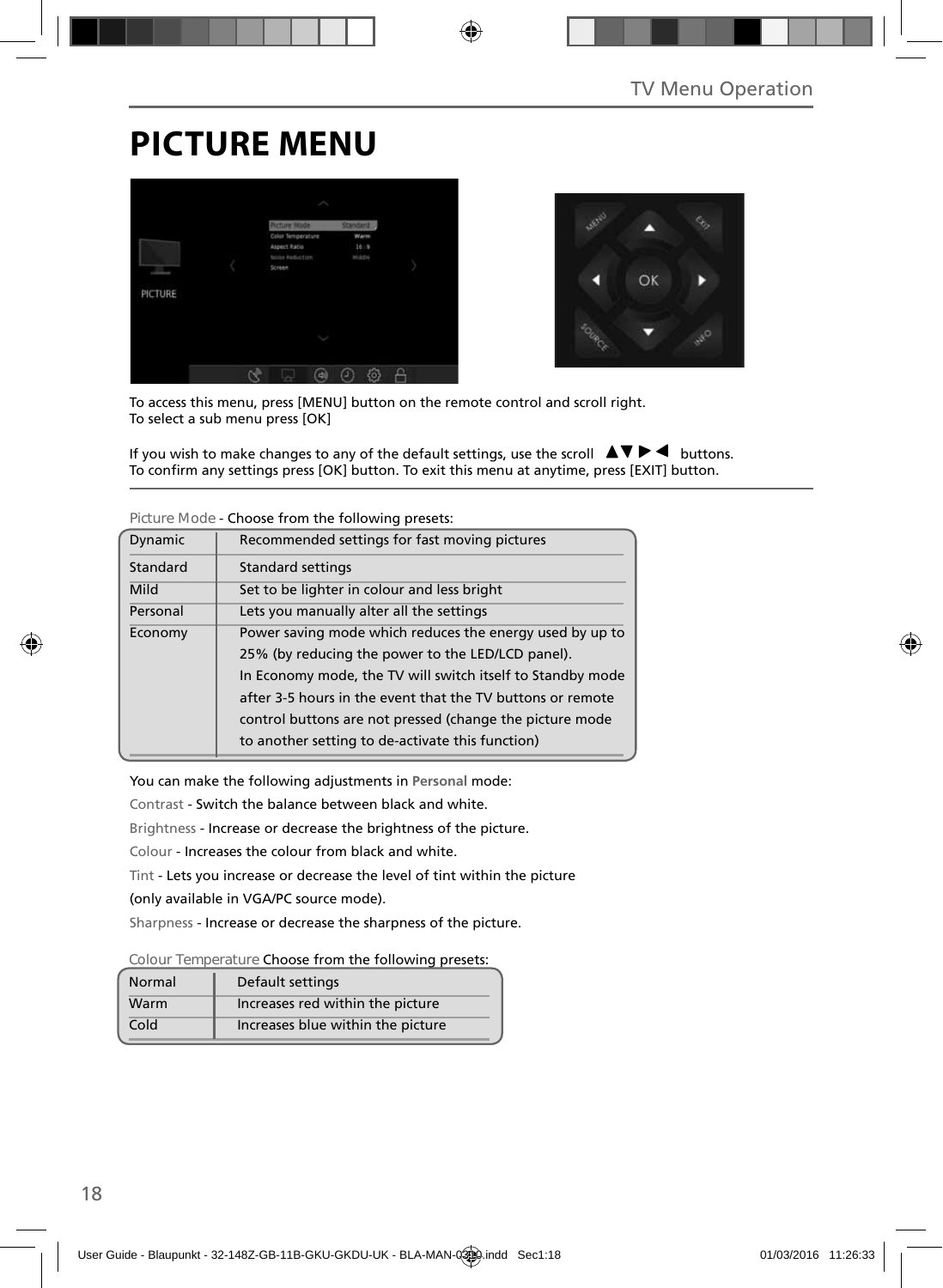# PICTURE MENU

To access this menu, press [MENU] button on the remote control and scroll right.
To select a sub menu press [OK]

If you wish to make changes to any of the default settings, use the scroll ▲▼▶◀ buttons.
To confirm any settings press [OK] button. To exit this menu at anytime, press [EXIT] button.

Picture Mode - Choose from the following presets:

| | |
|---|---|
| Dynamic | Recommended settings for fast moving pictures |
| Standard | Standard settings |
| Mild | Set to be lighter in colour and less bright |
| Personal | Lets you manually alter all the settings |
| Economy | Power saving mode which reduces the energy used by up to 25% (by reducing the power to the LED/LCD panel). In Economy mode, the TV will switch itself to Standby mode after 3-5 hours in the event that the TV buttons or remote control buttons are not pressed (change the picture mode to another setting to de-activate this function) |

You can make the following adjustments in **Personal** mode:

Contrast - Switch the balance between black and white.

Brightness - Increase or decrease the brightness of the picture.

Colour - Increases the colour from black and white.

Tint - Lets you increase or decrease the level of tint within the picture (only available in VGA/PC source mode).

Sharpness - Increase or decrease the sharpness of the picture.

Colour Temperature Choose from the following presets:

| | |
|---|---|
| Normal | Default settings |
| Warm | Increases red within the picture |
| Cold | Increases blue within the picture |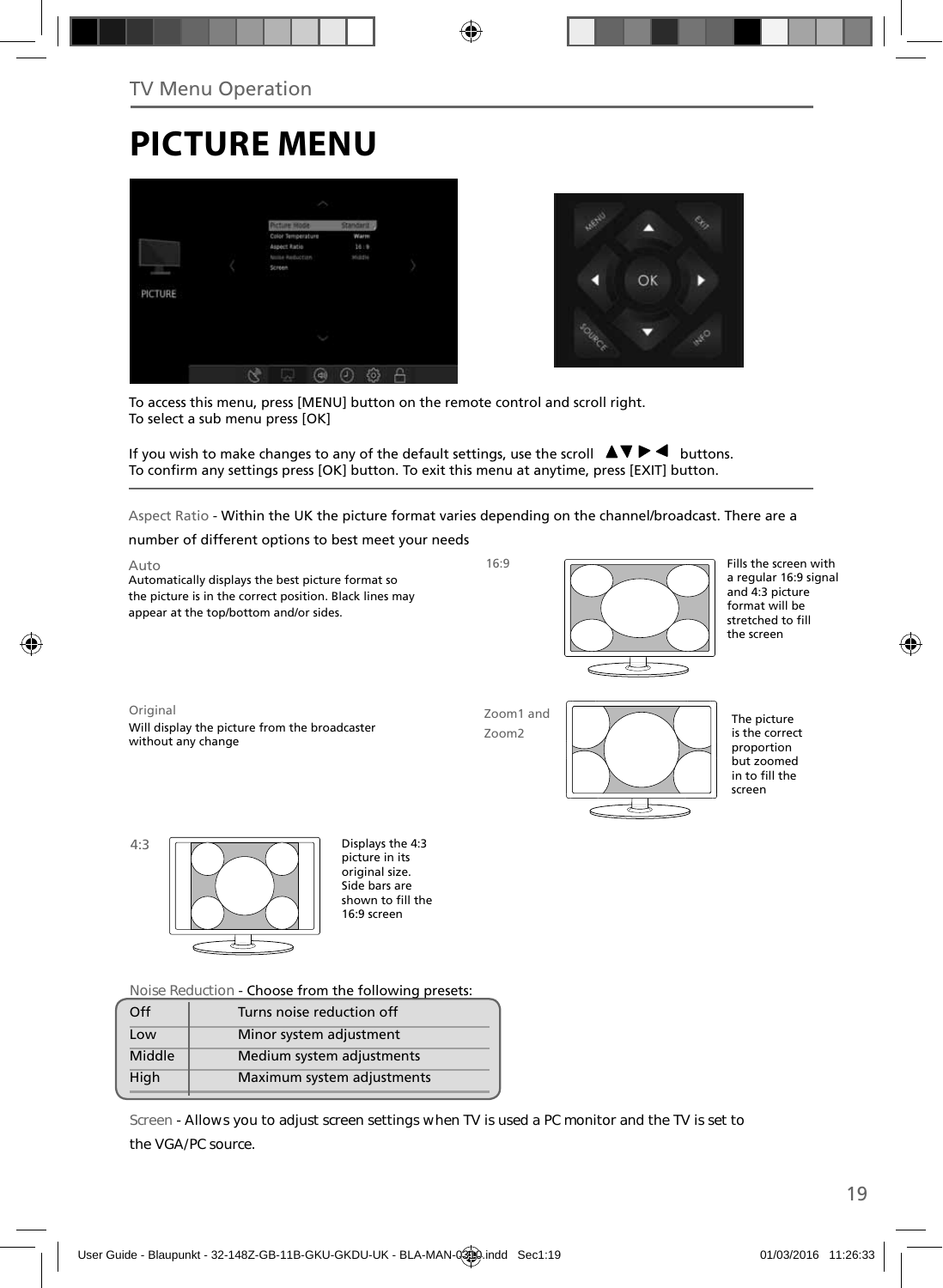TV Menu Operation

# PICTURE MENU

To access this menu, press [MENU] button on the remote control and scroll right.
To select a sub menu press [OK]

If you wish to make changes to any of the default settings, use the scroll ▲▼▶◀ buttons.
To confirm any settings press [OK] button. To exit this menu at anytime, press [EXIT] button.

Aspect Ratio - Within the UK the picture format varies depending on the channel/broadcast. There are a number of different options to best meet your needs

**Auto**
Automatically displays the best picture format so the picture is in the correct position. Black lines may appear at the top/bottom and/or sides.

**16:9**
Fills the screen with a regular 16:9 signal and 4:3 picture format will be stretched to fill the screen

**Original**
Will display the picture from the broadcaster without any change

**Zoom1 and Zoom2**
The picture is the correct proportion but zoomed in to fill the screen

**4:3**
Displays the 4:3 picture in its original size. Side bars are shown to fill the 16:9 screen

Noise Reduction - Choose from the following presets:

| | |
|---|---|
| Off | Turns noise reduction off |
| Low | Minor system adjustment |
| Middle | Medium system adjustments |
| High | Maximum system adjustments |

Screen - Allows you to adjust screen settings when TV is used a PC monitor and the TV is set to the VGA/PC source.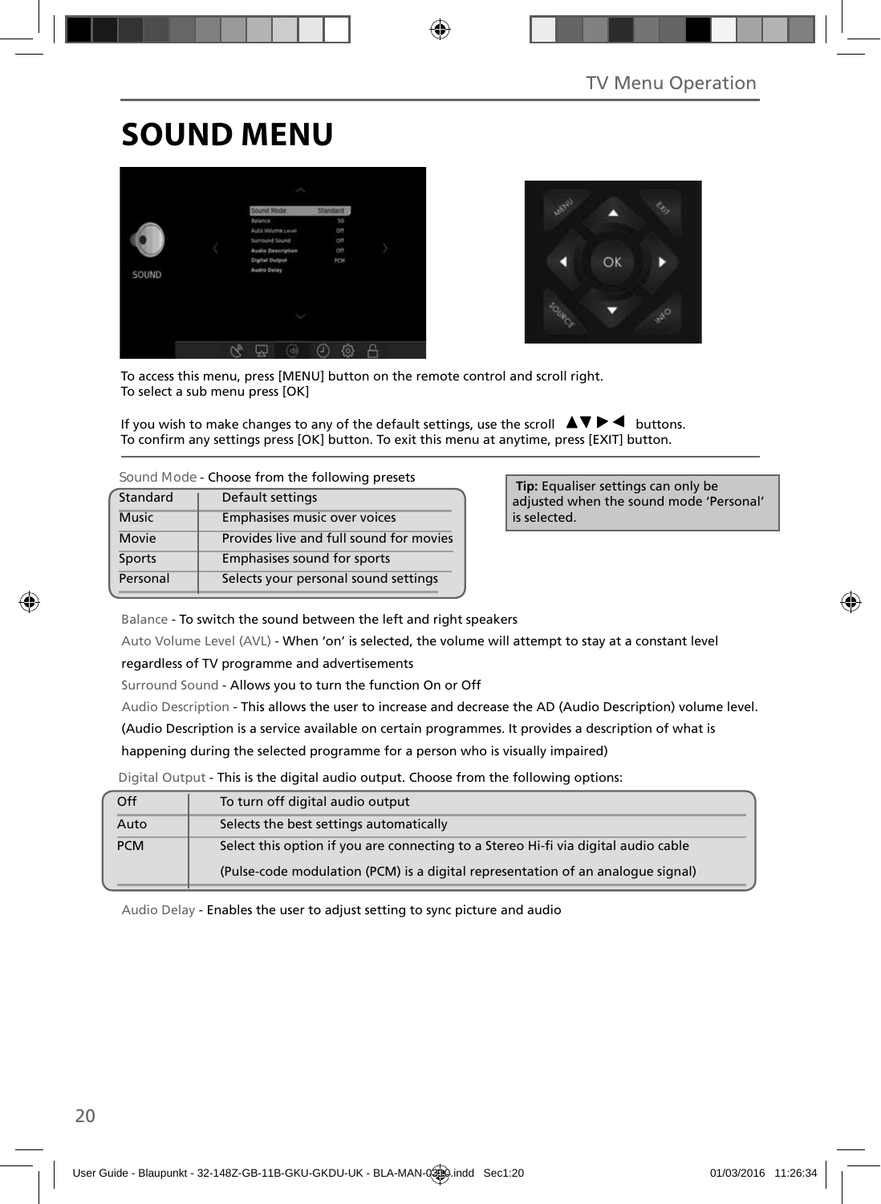# SOUND MENU

To access this menu, press [MENU] button on the remote control and scroll right.
To select a sub menu press [OK]

If you wish to make changes to any of the default settings, use the scroll ▲▼▶◀ buttons.
To confirm any settings press [OK] button. To exit this menu at anytime, press [EXIT] button.

Sound Mode - Choose from the following presets

| | |
|---|---|
| Standard | Default settings |
| Music | Emphasises music over voices |
| Movie | Provides live and full sound for movies |
| Sports | Emphasises sound for sports |
| Personal | Selects your personal sound settings |

**Tip:** Equaliser settings can only be adjusted when the sound mode 'Personal' is selected.

Balance - To switch the sound between the left and right speakers

Auto Volume Level (AVL) - When 'on' is selected, the volume will attempt to stay at a constant level regardless of TV programme and advertisements

Surround Sound - Allows you to turn the function On or Off

Audio Description - This allows the user to increase and decrease the AD (Audio Description) volume level. (Audio Description is a service available on certain programmes. It provides a description of what is happening during the selected programme for a person who is visually impaired)

Digital Output - This is the digital audio output. Choose from the following options:

| | |
|---|---|
| Off | To turn off digital audio output |
| Auto | Selects the best settings automatically |
| PCM | Select this option if you are connecting to a Stereo Hi-fi via digital audio cable (Pulse-code modulation (PCM) is a digital representation of an analogue signal) |

Audio Delay - Enables the user to adjust setting to sync picture and audio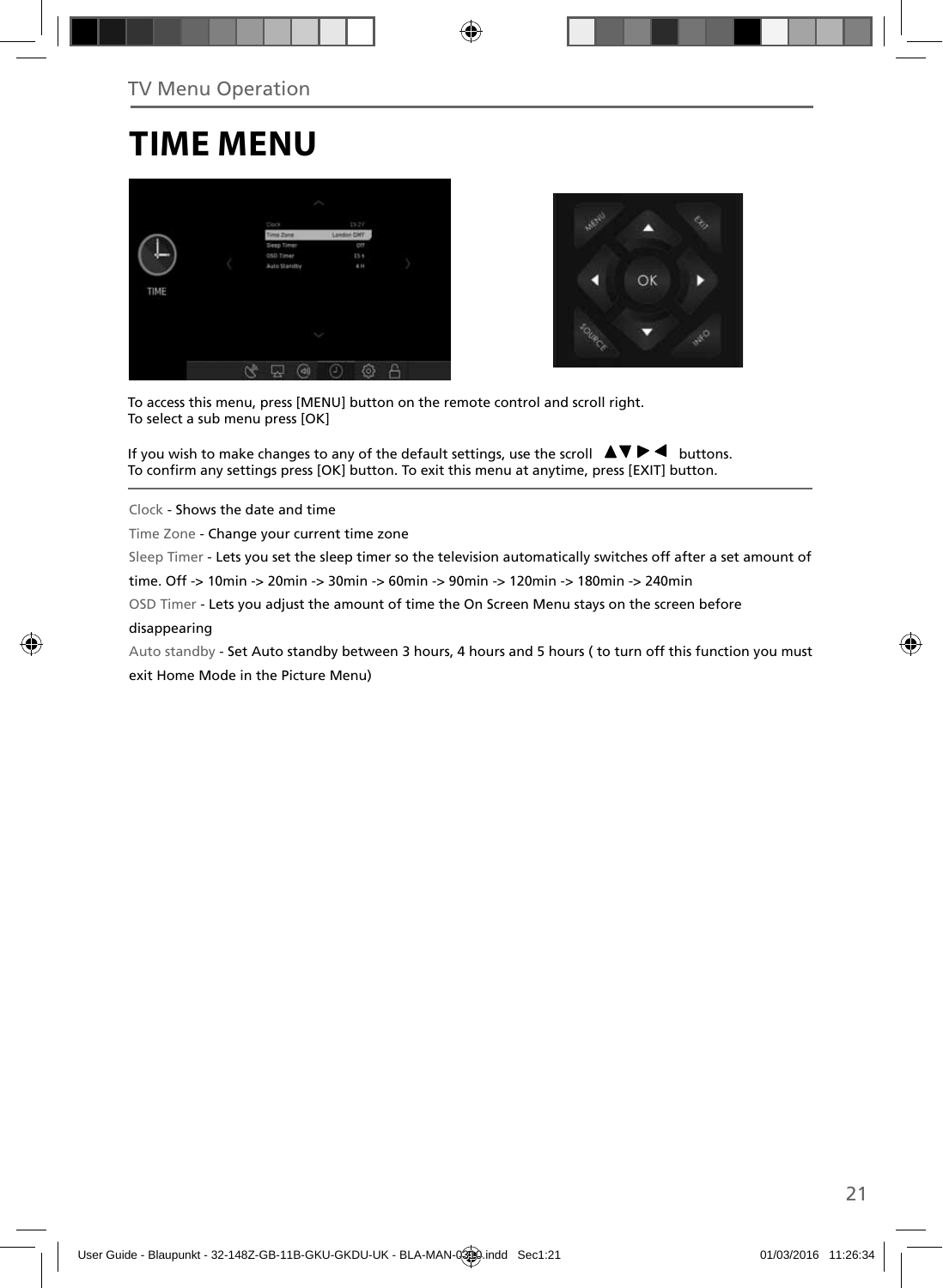TV Menu Operation

# TIME MENU

To access this menu, press [MENU] button on the remote control and scroll right.
To select a sub menu press [OK]

If you wish to make changes to any of the default settings, use the scroll ▲▼▶◀ buttons.
To confirm any settings press [OK] button. To exit this menu at anytime, press [EXIT] button.

Clock - Shows the date and time

Time Zone - Change your current time zone

Sleep Timer - Lets you set the sleep timer so the television automatically switches off after a set amount of time. Off -> 10min -> 20min -> 30min -> 60min -> 90min -> 120min -> 180min -> 240min

OSD Timer - Lets you adjust the amount of time the On Screen Menu stays on the screen before disappearing

Auto standby - Set Auto standby between 3 hours, 4 hours and 5 hours ( to turn off this function you must exit Home Mode in the Picture Menu)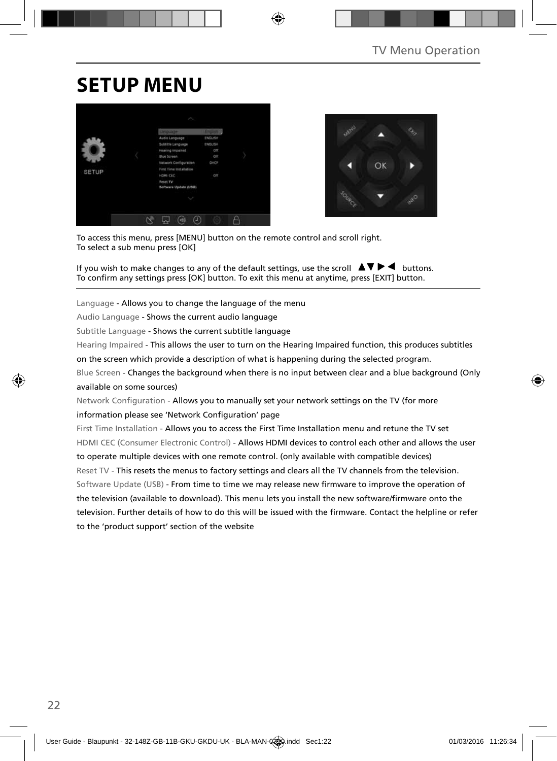# SETUP MENU

To access this menu, press [MENU] button on the remote control and scroll right.
To select a sub menu press [OK]

If you wish to make changes to any of the default settings, use the scroll ▲▼▶◀ buttons.
To confirm any settings press [OK] button. To exit this menu at anytime, press [EXIT] button.

Language - Allows you to change the language of the menu

Audio Language - Shows the current audio language

Subtitle Language - Shows the current subtitle language

Hearing Impaired - This allows the user to turn on the Hearing Impaired function, this produces subtitles on the screen which provide a description of what is happening during the selected program.

Blue Screen - Changes the background when there is no input between clear and a blue background (Only available on some sources)

Network Configuration - Allows you to manually set your network settings on the TV (for more information please see 'Network Configuration' page

First Time Installation - Allows you to access the First Time Installation menu and retune the TV set

HDMI CEC (Consumer Electronic Control) - Allows HDMI devices to control each other and allows the user to operate multiple devices with one remote control. (only available with compatible devices)

Reset TV - This resets the menus to factory settings and clears all the TV channels from the television.

Software Update (USB) - From time to time we may release new firmware to improve the operation of the television (available to download). This menu lets you install the new software/firmware onto the television. Further details of how to do this will be issued with the firmware. Contact the helpline or refer to the 'product support' section of the website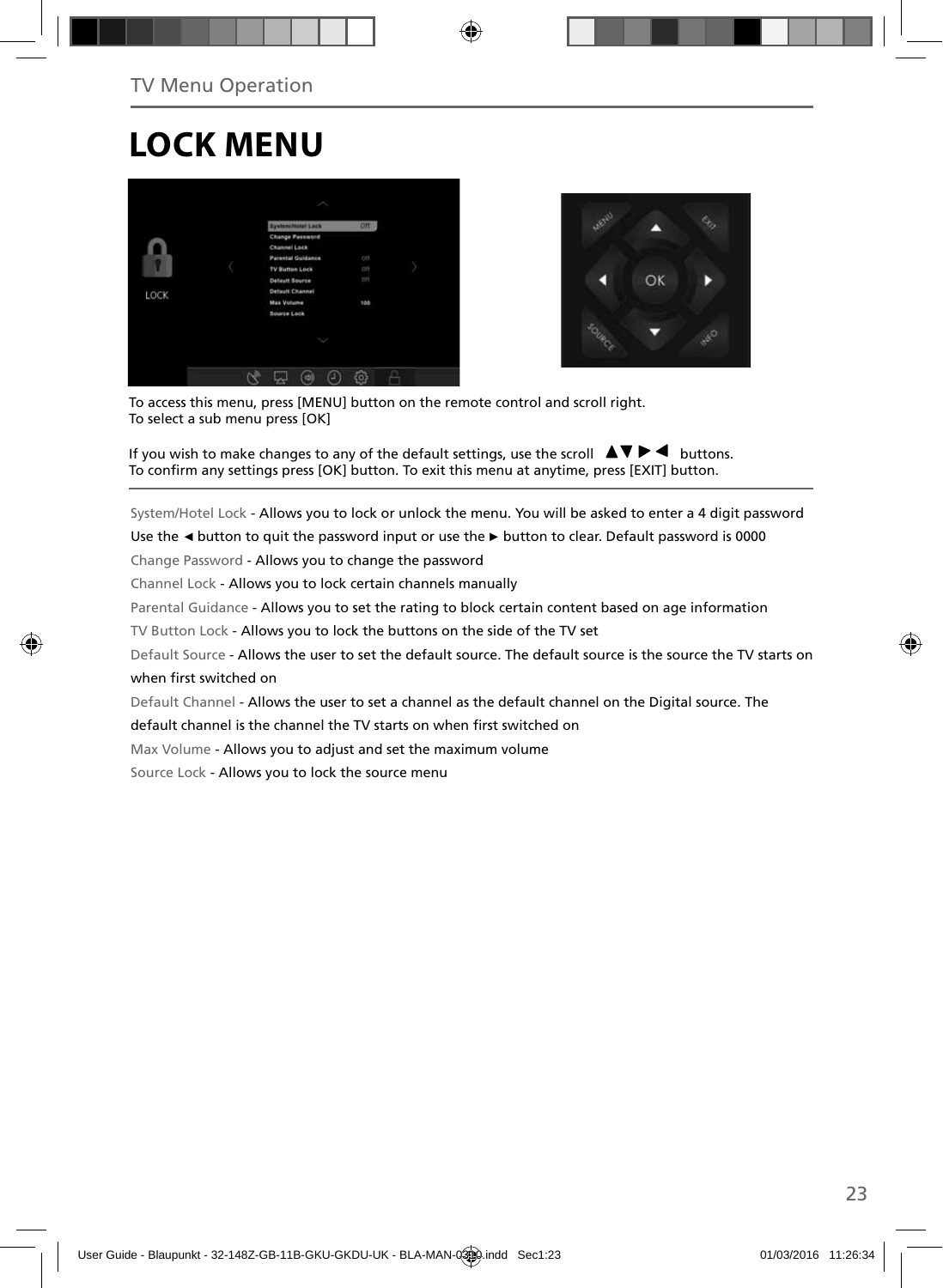# LOCK MENU

To access this menu, press [MENU] button on the remote control and scroll right.
To select a sub menu press [OK]

If you wish to make changes to any of the default settings, use the scroll ▲▼ ► ◄ buttons.
To confirm any settings press [OK] button. To exit this menu at anytime, press [EXIT] button.

System/Hotel Lock - Allows you to lock or unlock the menu. You will be asked to enter a 4 digit password

Use the ◄ button to quit the password input or use the ► button to clear. Default password is 0000

Change Password - Allows you to change the password

Channel Lock - Allows you to lock certain channels manually

Parental Guidance - Allows you to set the rating to block certain content based on age information

TV Button Lock - Allows you to lock the buttons on the side of the TV set

Default Source - Allows the user to set the default source. The default source is the source the TV starts on when first switched on

Default Channel - Allows the user to set a channel as the default channel on the Digital source. The default channel is the channel the TV starts on when first switched on

Max Volume - Allows you to adjust and set the maximum volume

Source Lock - Allows you to lock the source menu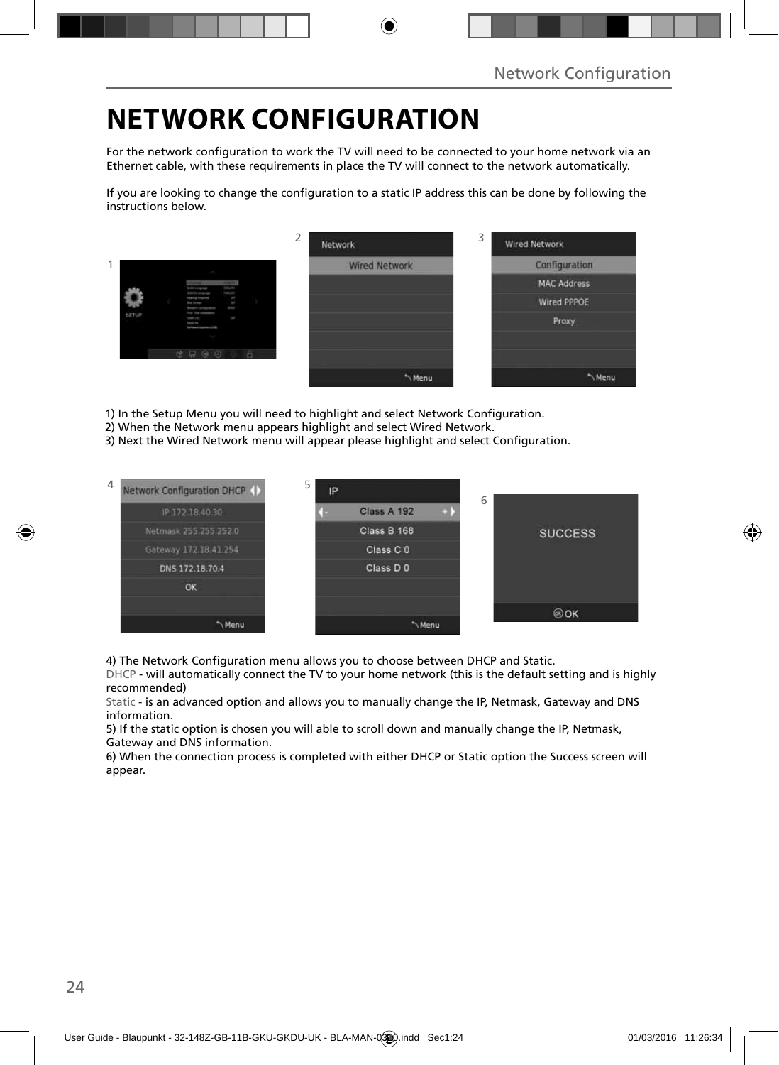# NETWORK CONFIGURATION

For the network configuration to work the TV will need to be connected to your home network via an Ethernet cable, with these requirements in place the TV will connect to the network automatically.

If you are looking to change the configuration to a static IP address this can be done by following the instructions below.

1) In the Setup Menu you will need to highlight and select Network Configuration.
2) When the Network menu appears highlight and select Wired Network.
3) Next the Wired Network menu will appear please highlight and select Configuration.

4) The Network Configuration menu allows you to choose between DHCP and Static.
DHCP - will automatically connect the TV to your home network (this is the default setting and is highly recommended)
Static - is an advanced option and allows you to manually change the IP, Netmask, Gateway and DNS information.
5) If the static option is chosen you will able to scroll down and manually change the IP, Netmask, Gateway and DNS information.
6) When the connection process is completed with either DHCP or Static option the Success screen will appear.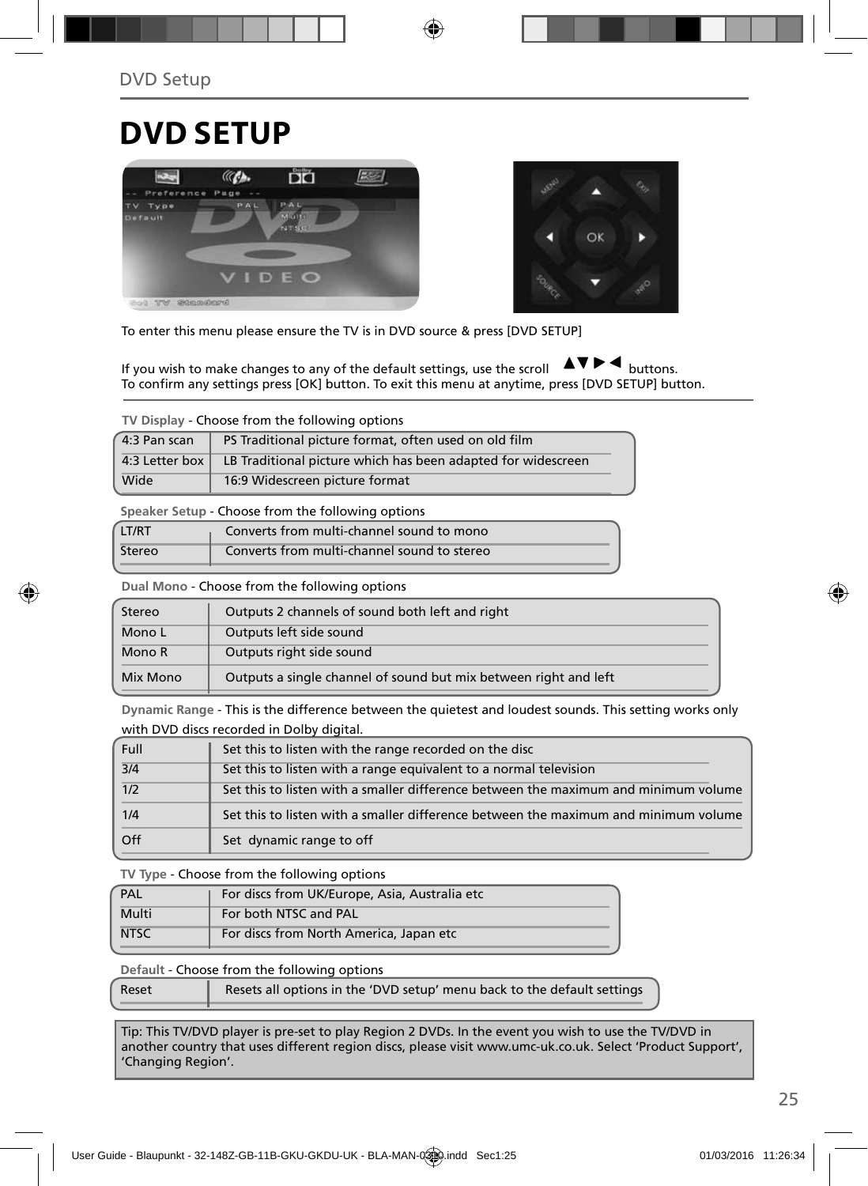# DVD SETUP

To enter this menu please ensure the TV is in DVD source & press [DVD SETUP]

If you wish to make changes to any of the default settings, use the scroll ▲▼▶◀ buttons.
To confirm any settings press [OK] button. To exit this menu at anytime, press [DVD SETUP] button.

**TV Display** - Choose from the following options

| | |
|---|---|
| 4:3 Pan scan | PS Traditional picture format, often used on old film |
| 4:3 Letter box | LB Traditional picture which has been adapted for widescreen |
| Wide | 16:9 Widescreen picture format |

**Speaker Setup** - Choose from the following options

| | |
|---|---|
| LT/RT | Converts from multi-channel sound to mono |
| Stereo | Converts from multi-channel sound to stereo |

**Dual Mono** - Choose from the following options

| | |
|---|---|
| Stereo | Outputs 2 channels of sound both left and right |
| Mono L | Outputs left side sound |
| Mono R | Outputs right side sound |
| Mix Mono | Outputs a single channel of sound but mix between right and left |

**Dynamic Range** - This is the difference between the quietest and loudest sounds. This setting works only with DVD discs recorded in Dolby digital.

| | |
|---|---|
| Full | Set this to listen with the range recorded on the disc |
| 3/4 | Set this to listen with a range equivalent to a normal television |
| 1/2 | Set this to listen with a smaller difference between the maximum and minimum volume |
| 1/4 | Set this to listen with a smaller difference between the maximum and minimum volume |
| Off | Set dynamic range to off |

**TV Type** - Choose from the following options

| | |
|---|---|
| PAL | For discs from UK/Europe, Asia, Australia etc |
| Multi | For both NTSC and PAL |
| NTSC | For discs from North America, Japan etc |

**Default** - Choose from the following options

| | |
|---|---|
| Reset | Resets all options in the 'DVD setup' menu back to the default settings |

Tip: This TV/DVD player is pre-set to play Region 2 DVDs. In the event you wish to use the TV/DVD in another country that uses different region discs, please visit www.umc-uk.co.uk. Select 'Product Support', 'Changing Region'.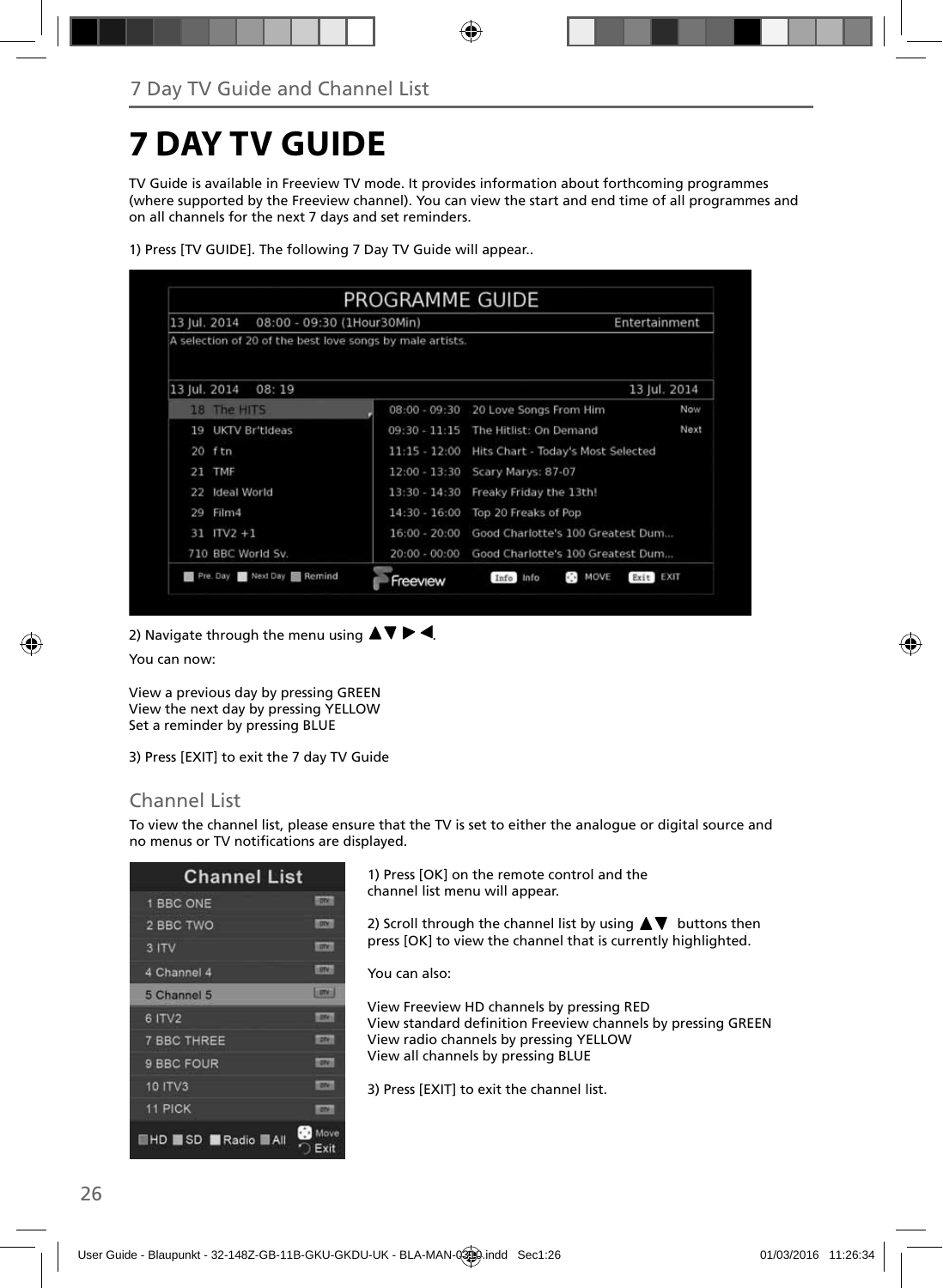7 Day TV Guide and Channel List

# 7 DAY TV GUIDE

TV Guide is available in Freeview TV mode. It provides information about forthcoming programmes (where supported by the Freeview channel). You can view the start and end time of all programmes and on all channels for the next 7 days and set reminders.

1) Press [TV GUIDE]. The following 7 Day TV Guide will appear..

2) Navigate through the menu using ▲▼ ▶ ◀.

You can now:

View a previous day by pressing GREEN
View the next day by pressing YELLOW
Set a reminder by pressing BLUE

3) Press [EXIT] to exit the 7 day TV Guide

## Channel List

To view the channel list, please ensure that the TV is set to either the analogue or digital source and no menus or TV notifications are displayed.

1) Press [OK] on the remote control and the channel list menu will appear.

2) Scroll through the channel list by using ▲▼ buttons then press [OK] to view the channel that is currently highlighted.

You can also:

View Freeview HD channels by pressing RED
View standard definition Freeview channels by pressing GREEN
View radio channels by pressing YELLOW
View all channels by pressing BLUE

3) Press [EXIT] to exit the channel list.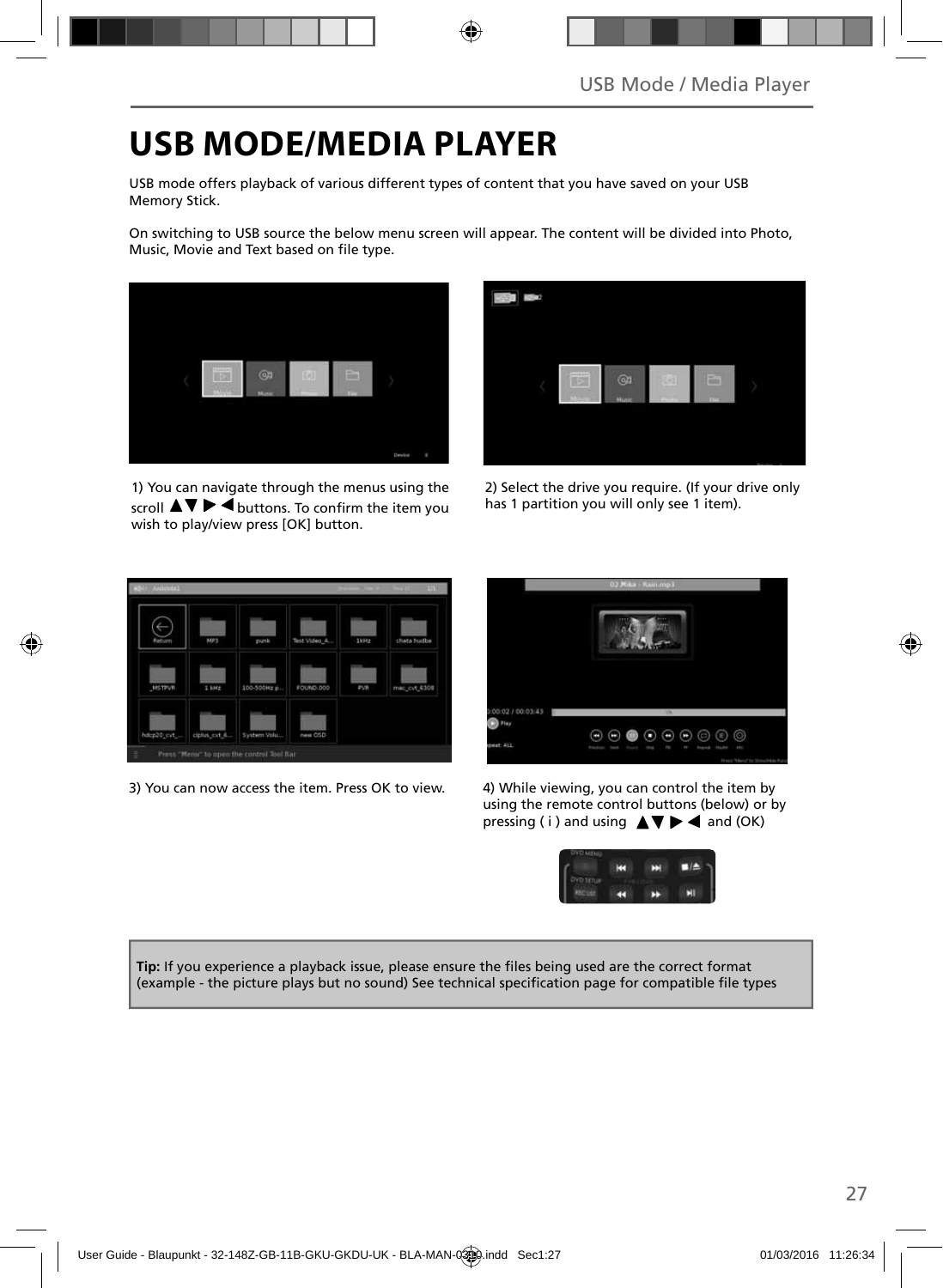# USB MODE/MEDIA PLAYER

USB mode offers playback of various different types of content that you have saved on your USB Memory Stick.

On switching to USB source the below menu screen will appear. The content will be divided into Photo, Music, Movie and Text based on file type.

1) You can navigate through the menus using the scroll ▲▼▶◀ buttons. To confirm the item you wish to play/view press [OK] button.

2) Select the drive you require. (If your drive only has 1 partition you will only see 1 item).

3) You can now access the item. Press OK to view.

4) While viewing, you can control the item by using the remote control buttons (below) or by pressing ( i ) and using ▲▼▶◀ and (OK)

**Tip:** If you experience a playback issue, please ensure the files being used are the correct format (example - the picture plays but no sound) See technical specification page for compatible file types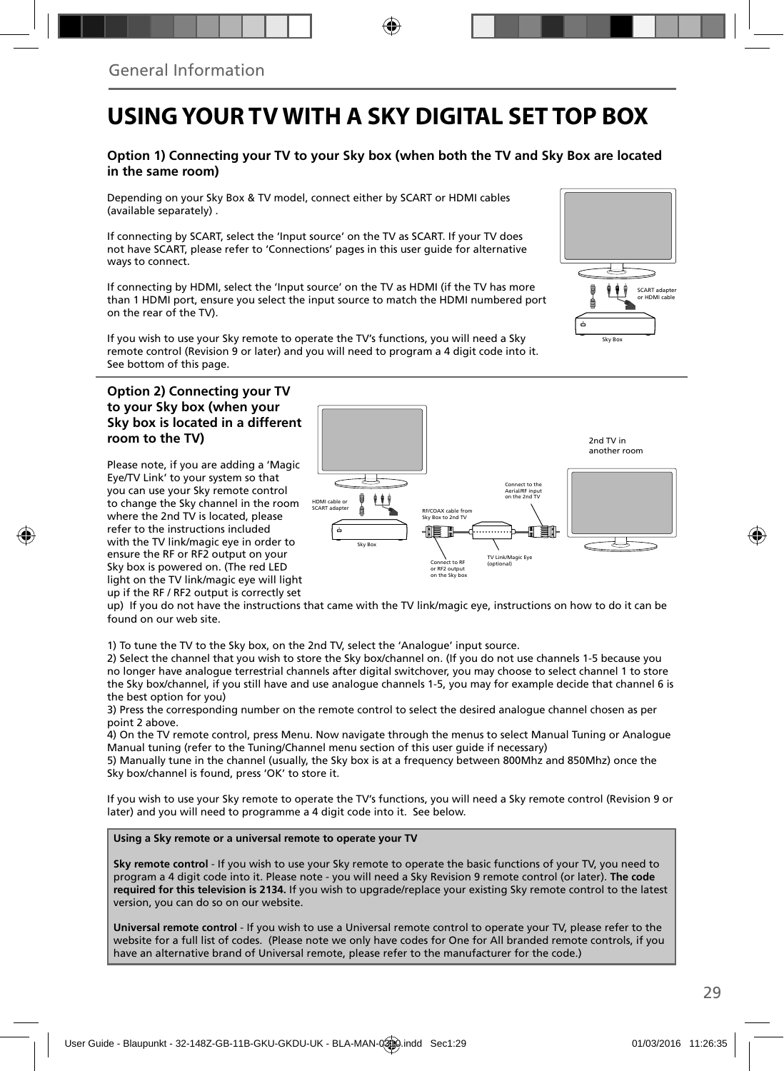## General Information

# USING YOUR TV WITH A SKY DIGITAL SET TOP BOX

### Option 1) Connecting your TV to your Sky box (when both the TV and Sky Box are located in the same room)

Depending on your Sky Box & TV model, connect either by SCART or HDMI cables (available separately) .

If connecting by SCART, select the 'Input source' on the TV as SCART. If your TV does not have SCART, please refer to 'Connections' pages in this user guide for alternative ways to connect.

If connecting by HDMI, select the 'Input source' on the TV as HDMI (if the TV has more than 1 HDMI port, ensure you select the input source to match the HDMI numbered port on the rear of the TV).

If you wish to use your Sky remote to operate the TV's functions, you will need a Sky remote control (Revision 9 or later) and you will need to program a 4 digit code into it. See bottom of this page.

SCART adapter or HDMI cable

Sky Box

### Option 2) Connecting your TV to your Sky box (when your Sky box is located in a different room to the TV)

Please note, if you are adding a 'Magic Eye/TV Link' to your system so that you can use your Sky remote control to change the Sky channel in the room where the 2nd TV is located, please refer to the instructions included with the TV link/magic eye in order to ensure the RF or RF2 output on your Sky box is powered on. (The red LED light on the TV link/magic eye will light up if the RF / RF2 output is correctly set up) If you do not have the instructions that came with the TV link/magic eye, instructions on how to do it can be found on our web site.

2nd TV in another room

HDMI cable or SCART adapter

Sky Box

RF/COAX cable from Sky Box to 2nd TV

Connect to the Aerial/RF input on the 2nd TV

Connect to RF or RF2 output on the Sky box

TV Link/Magic Eye (optional)

1) To tune the TV to the Sky box, on the 2nd TV, select the 'Analogue' input source.
2) Select the channel that you wish to store the Sky box/channel on. (If you do not use channels 1-5 because you no longer have analogue terrestrial channels after digital switchover, you may choose to select channel 1 to store the Sky box/channel, if you still have and use analogue channels 1-5, you may for example decide that channel 6 is the best option for you)
3) Press the corresponding number on the remote control to select the desired analogue channel chosen as per point 2 above.
4) On the TV remote control, press Menu. Now navigate through the menus to select Manual Tuning or Analogue Manual tuning (refer to the Tuning/Channel menu section of this user guide if necessary)
5) Manually tune in the channel (usually, the Sky box is at a frequency between 800Mhz and 850Mhz) once the Sky box/channel is found, press 'OK' to store it.

If you wish to use your Sky remote to operate the TV's functions, you will need a Sky remote control (Revision 9 or later) and you will need to programme a 4 digit code into it. See below.

**Using a Sky remote or a universal remote to operate your TV**

**Sky remote control** - If you wish to use your Sky remote to operate the basic functions of your TV, you need to program a 4 digit code into it. Please note - you will need a Sky Revision 9 remote control (or later). **The code required for this television is 2134.** If you wish to upgrade/replace your existing Sky remote control to the latest version, you can do so on our website.

**Universal remote control** - If you wish to use a Universal remote control to operate your TV, please refer to the website for a full list of codes. (Please note we only have codes for One for All branded remote controls, if you have an alternative brand of Universal remote, please refer to the manufacturer for the code.)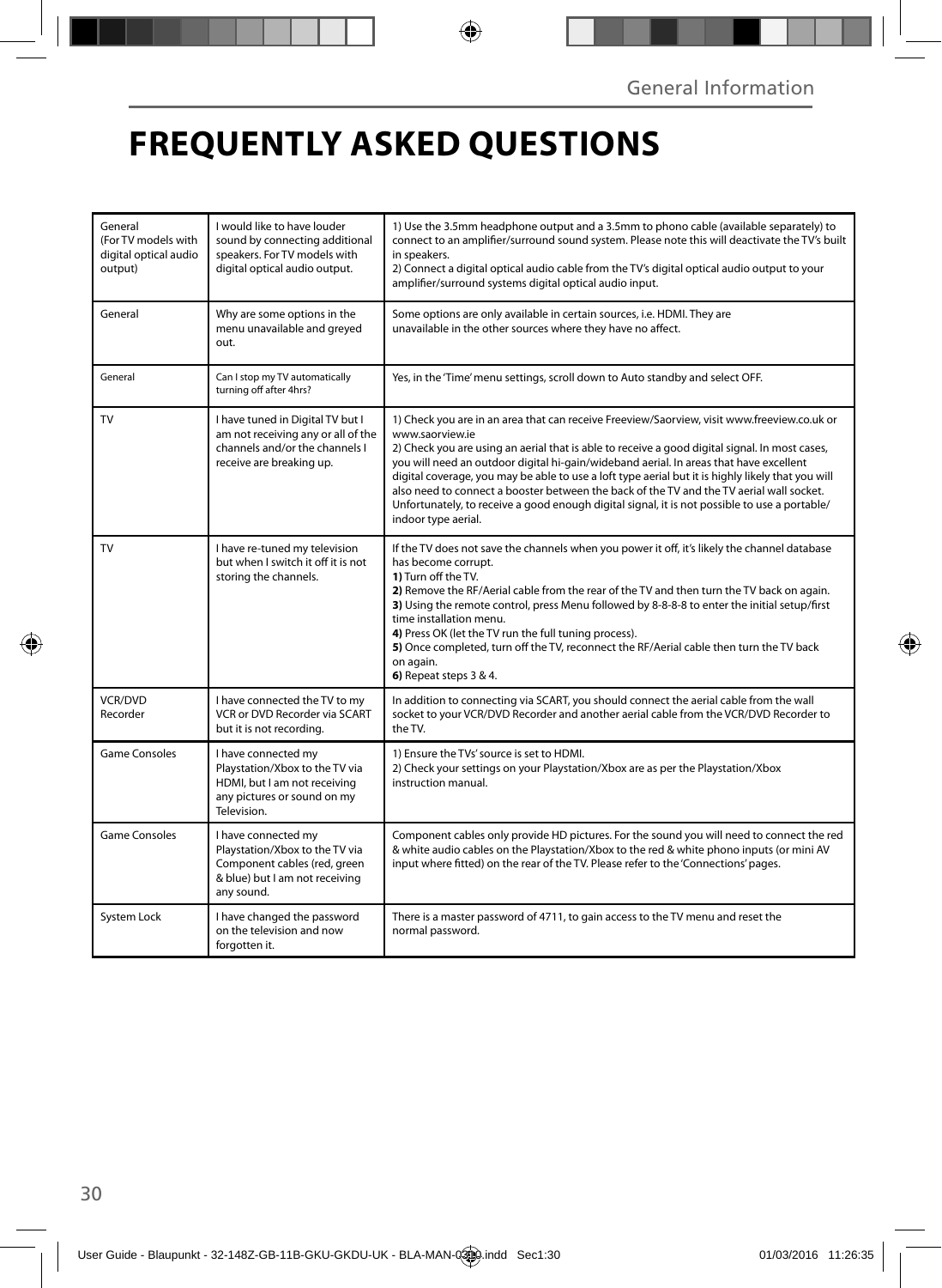# FREQUENTLY ASKED QUESTIONS

| | | |
|---|---|---|
| General (For TV models with digital optical audio output) | I would like to have louder sound by connecting additional speakers. For TV models with digital optical audio output. | 1) Use the 3.5mm headphone output and a 3.5mm to phono cable (available separately) to connect to an amplifier/surround sound system. Please note this will deactivate the TV's built in speakers.<br>2) Connect a digital optical audio cable from the TV's digital optical audio output to your amplifier/surround systems digital optical audio input. |
| General | Why are some options in the menu unavailable and greyed out. | Some options are only available in certain sources, i.e. HDMI. They are unavailable in the other sources where they have no affect. |
| General | Can I stop my TV automatically turning off after 4hrs? | Yes, in the 'Time' menu settings, scroll down to Auto standby and select OFF. |
| TV | I have tuned in Digital TV but I am not receiving any or all of the channels and/or the channels I receive are breaking up. | 1) Check you are in an area that can receive Freeview/Saorview, visit www.freeview.co.uk or www.saorview.ie<br>2) Check you are using an aerial that is able to receive a good digital signal. In most cases, you will need an outdoor digital hi-gain/wideband aerial. In areas that have excellent digital coverage, you may be able to use a loft type aerial but it is highly likely that you will also need to connect a booster between the back of the TV and the TV aerial wall socket. Unfortunately, to receive a good enough digital signal, it is not possible to use a portable/indoor type aerial. |
| TV | I have re-tuned my television but when I switch it off it is not storing the channels. | If the TV does not save the channels when you power it off, it's likely the channel database has become corrupt.<br>**1)** Turn off the TV.<br>**2)** Remove the RF/Aerial cable from the rear of the TV and then turn the TV back on again.<br>**3)** Using the remote control, press Menu followed by 8-8-8-8 to enter the initial setup/first time installation menu.<br>**4)** Press OK (let the TV run the full tuning process).<br>**5)** Once completed, turn off the TV, reconnect the RF/Aerial cable then turn the TV back on again.<br>**6)** Repeat steps 3 & 4. |
| VCR/DVD Recorder | I have connected the TV to my VCR or DVD Recorder via SCART but it is not recording. | In addition to connecting via SCART, you should connect the aerial cable from the wall socket to your VCR/DVD Recorder and another aerial cable from the VCR/DVD Recorder to the TV. |
| Game Consoles | I have connected my Playstation/Xbox to the TV via HDMI, but I am not receiving any pictures or sound on my Television. | 1) Ensure the TVs' source is set to HDMI.<br>2) Check your settings on your Playstation/Xbox are as per the Playstation/Xbox instruction manual. |
| Game Consoles | I have connected my Playstation/Xbox to the TV via Component cables (red, green & blue) but I am not receiving any sound. | Component cables only provide HD pictures. For the sound you will need to connect the red & white audio cables on the Playstation/Xbox to the red & white phono inputs (or mini AV input where fitted) on the rear of the TV. Please refer to the 'Connections' pages. |
| System Lock | I have changed the password on the television and now forgotten it. | There is a master password of 4711, to gain access to the TV menu and reset the normal password. |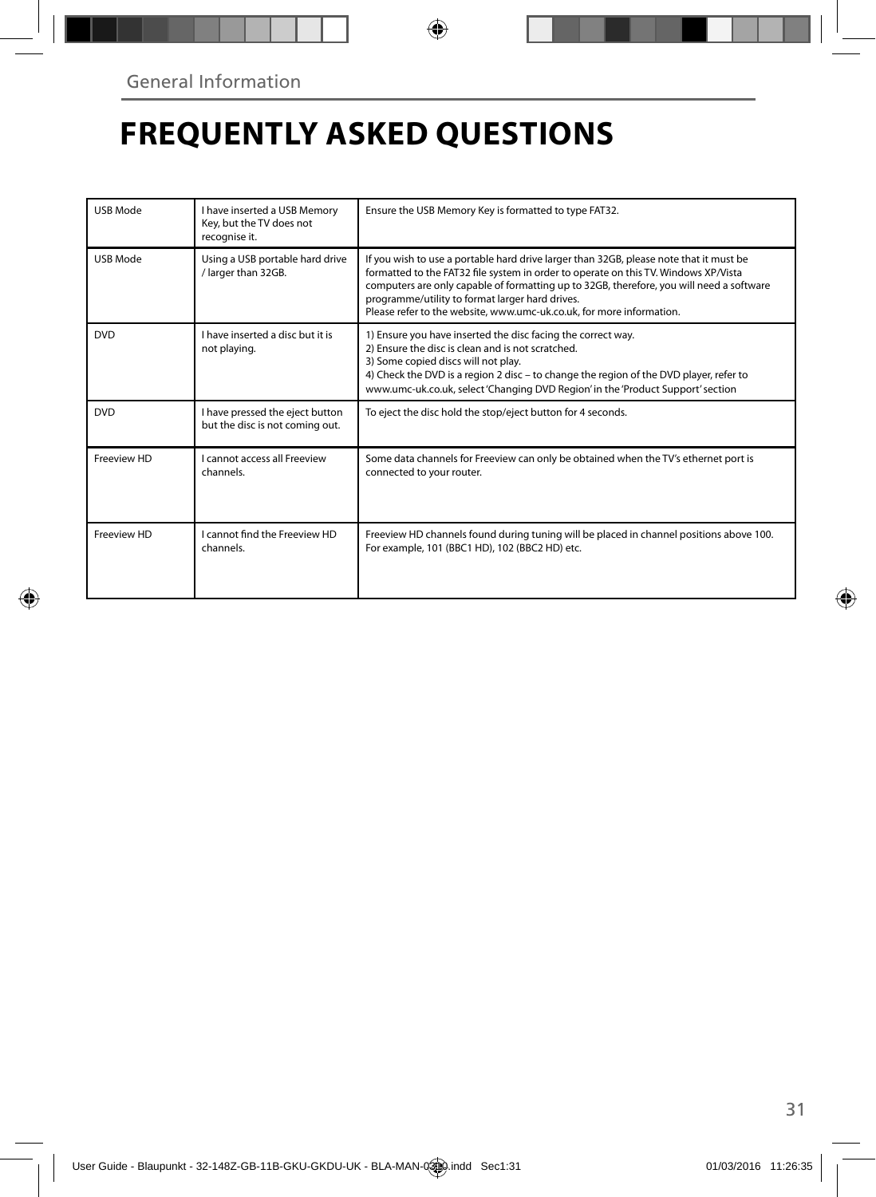General Information

# FREQUENTLY ASKED QUESTIONS

| | | |
|---|---|---|
| USB Mode | I have inserted a USB Memory Key, but the TV does not recognise it. | Ensure the USB Memory Key is formatted to type FAT32. |
| USB Mode | Using a USB portable hard drive / larger than 32GB. | If you wish to use a portable hard drive larger than 32GB, please note that it must be formatted to the FAT32 file system in order to operate on this TV. Windows XP/Vista computers are only capable of formatting up to 32GB, therefore, you will need a software programme/utility to format larger hard drives.<br>Please refer to the website, www.umc-uk.co.uk, for more information. |
| DVD | I have inserted a disc but it is not playing. | 1) Ensure you have inserted the disc facing the correct way.<br>2) Ensure the disc is clean and is not scratched.<br>3) Some copied discs will not play.<br>4) Check the DVD is a region 2 disc – to change the region of the DVD player, refer to www.umc-uk.co.uk, select 'Changing DVD Region' in the 'Product Support' section |
| DVD | I have pressed the eject button but the disc is not coming out. | To eject the disc hold the stop/eject button for 4 seconds. |
| Freeview HD | I cannot access all Freeview channels. | Some data channels for Freeview can only be obtained when the TV's ethernet port is connected to your router. |
| Freeview HD | I cannot find the Freeview HD channels. | Freeview HD channels found during tuning will be placed in channel positions above 100. For example, 101 (BBC1 HD), 102 (BBC2 HD) etc. |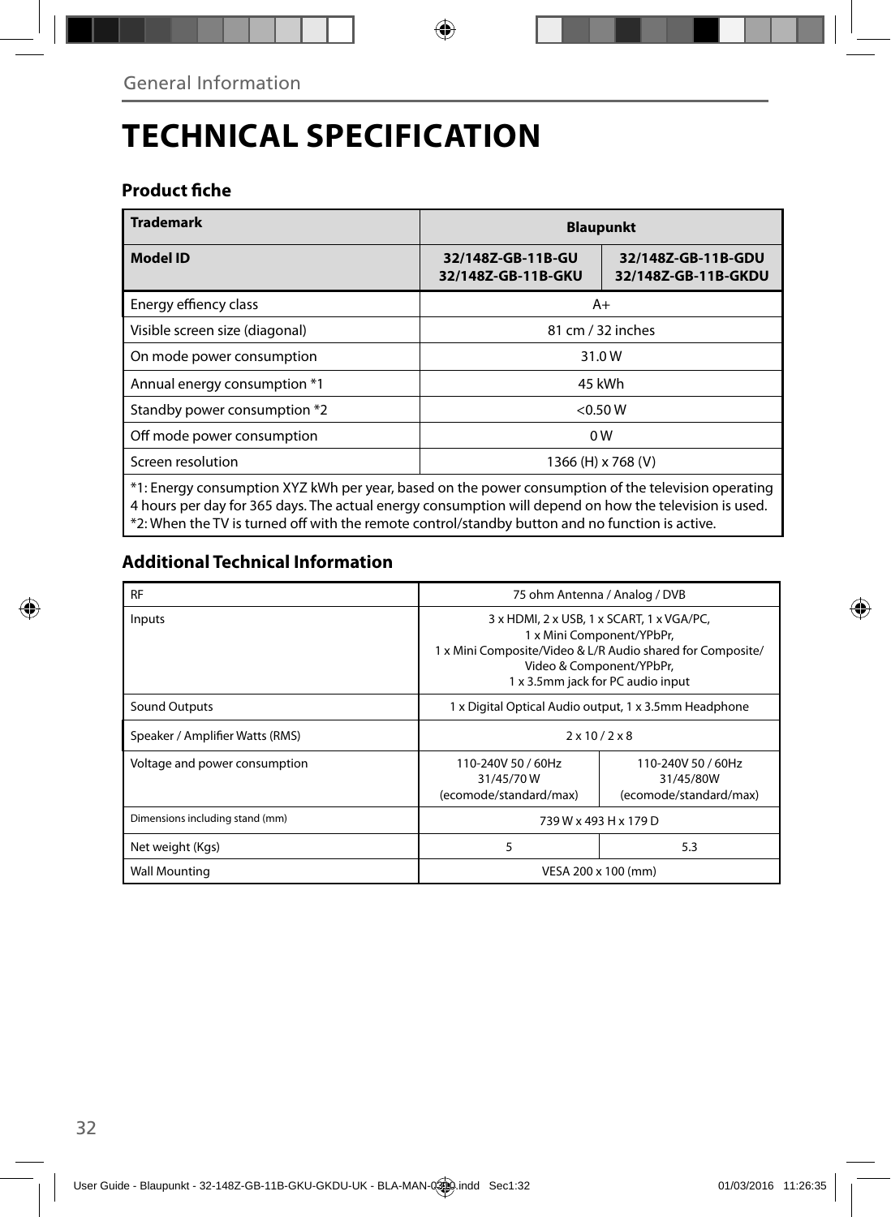General Information

# TECHNICAL SPECIFICATION

### Product fiche

| Trademark | Blaupunkt | |
|---|---|---|
| **Model ID** | **32/148Z-GB-11B-GU 32/148Z-GB-11B-GKU** | **32/148Z-GB-11B-GDU 32/148Z-GB-11B-GKDU** |
| Energy effiency class | A+ | |
| Visible screen size (diagonal) | 81 cm / 32 inches | |
| On mode power consumption | 31.0 W | |
| Annual energy consumption *1 | 45 kWh | |
| Standby power consumption *2 | <0.50 W | |
| Off mode power consumption | 0 W | |
| Screen resolution | 1366 (H) x 768 (V) | |

*1: Energy consumption XYZ kWh per year, based on the power consumption of the television operating 4 hours per day for 365 days. The actual energy consumption will depend on how the television is used.
*2: When the TV is turned off with the remote control/standby button and no function is active.

### Additional Technical Information

| RF | 75 ohm Antenna / Analog / DVB | |
|---|---|---|
| Inputs | 3 x HDMI, 2 x USB, 1 x SCART, 1 x VGA/PC, 1 x Mini Component/YPbPr, 1 x Mini Composite/Video & L/R Audio shared for Composite/ Video & Component/YPbPr, 1 x 3.5mm jack for PC audio input | |
| Sound Outputs | 1 x Digital Optical Audio output, 1 x 3.5mm Headphone | |
| Speaker / Amplifier Watts (RMS) | 2 x 10 / 2 x 8 | |
| Voltage and power consumption | 110-240V 50 / 60Hz 31/45/70 W (ecomode/standard/max) | 110-240V 50 / 60Hz 31/45/80W (ecomode/standard/max) |
| Dimensions including stand (mm) | 739 W x 493 H x 179 D | |
| Net weight (Kgs) | 5 | 5.3 |
| Wall Mounting | VESA 200 x 100 (mm) | |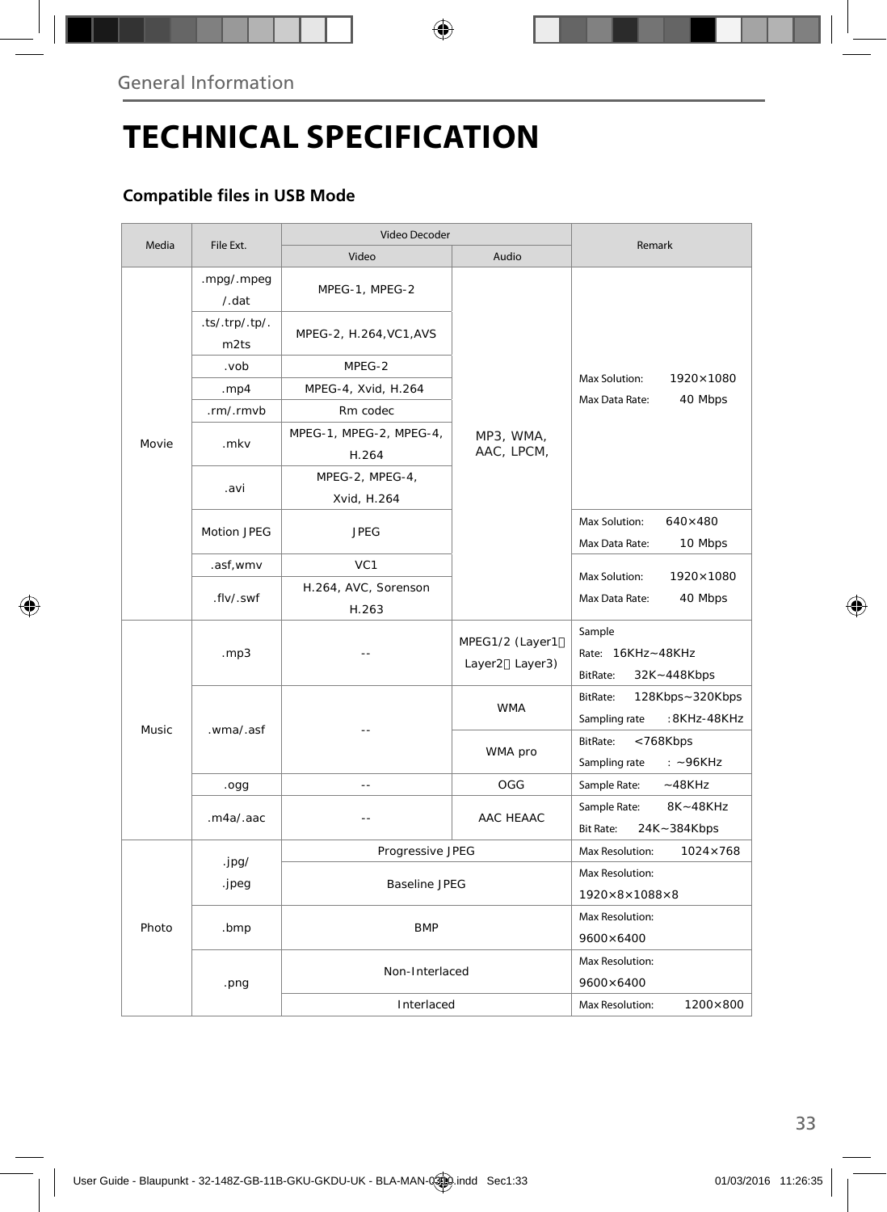## TECHNICAL SPECIFICATION

### Compatible files in USB Mode

| Media | File Ext. | Video Decoder | | Remark |
|---|---|---|---|---|
| | | Video | Audio | |
| Movie | .mpg/.mpeg /.dat | MPEG-1, MPEG-2 | MP3, WMA, AAC, LPCM, | Max Solution: 1920×1080<br>Max Data Rate: 40 Mbps |
| | .ts/.trp/.tp/. m2ts | MPEG-2, H.264,VC1,AVS | | |
| | .vob | MPEG-2 | | |
| | .mp4 | MPEG-4, Xvid, H.264 | | |
| | .rm/.rmvb | Rm codec | | |
| | .mkv | MPEG-1, MPEG-2, MPEG-4, H.264 | | |
| | .avi | MPEG-2, MPEG-4, Xvid, H.264 | | |
| | Motion JPEG | JPEG | | Max Solution: 640×480<br>Max Data Rate: 10 Mbps |
| | .asf,wmv | VC1 | | Max Solution: 1920×1080<br>Max Data Rate: 40 Mbps |
| | .flv/.swf | H.264, AVC, Sorenson H.263 | | |
| Music | .mp3 | -- | MPEG1/2 (Layer1、Layer2、Layer3) | Sample Rate: 16KHz~48KHz<br>BitRate: 32K~448Kbps |
| | .wma/.asf | -- | WMA | BitRate: 128Kbps~320Kbps<br>Sampling rate :8KHz-48KHz |
| | | | WMA pro | BitRate: <768Kbps<br>Sampling rate : ~96KHz |
| | .ogg | -- | OGG | Sample Rate: ~48KHz |
| | .m4a/.aac | -- | AAC HEAAC | Sample Rate: 8K~48KHz<br>Bit Rate: 24K~384Kbps |
| Photo | .jpg/ .jpeg | Progressive JPEG | | Max Resolution: 1024×768 |
| | | Baseline JPEG | | Max Resolution: 1920×8×1088×8 |
| | .bmp | BMP | | Max Resolution: 9600×6400 |
| | .png | Non-Interlaced | | Max Resolution: 9600×6400 |
| | | Interlaced | | Max Resolution: 1200×800 |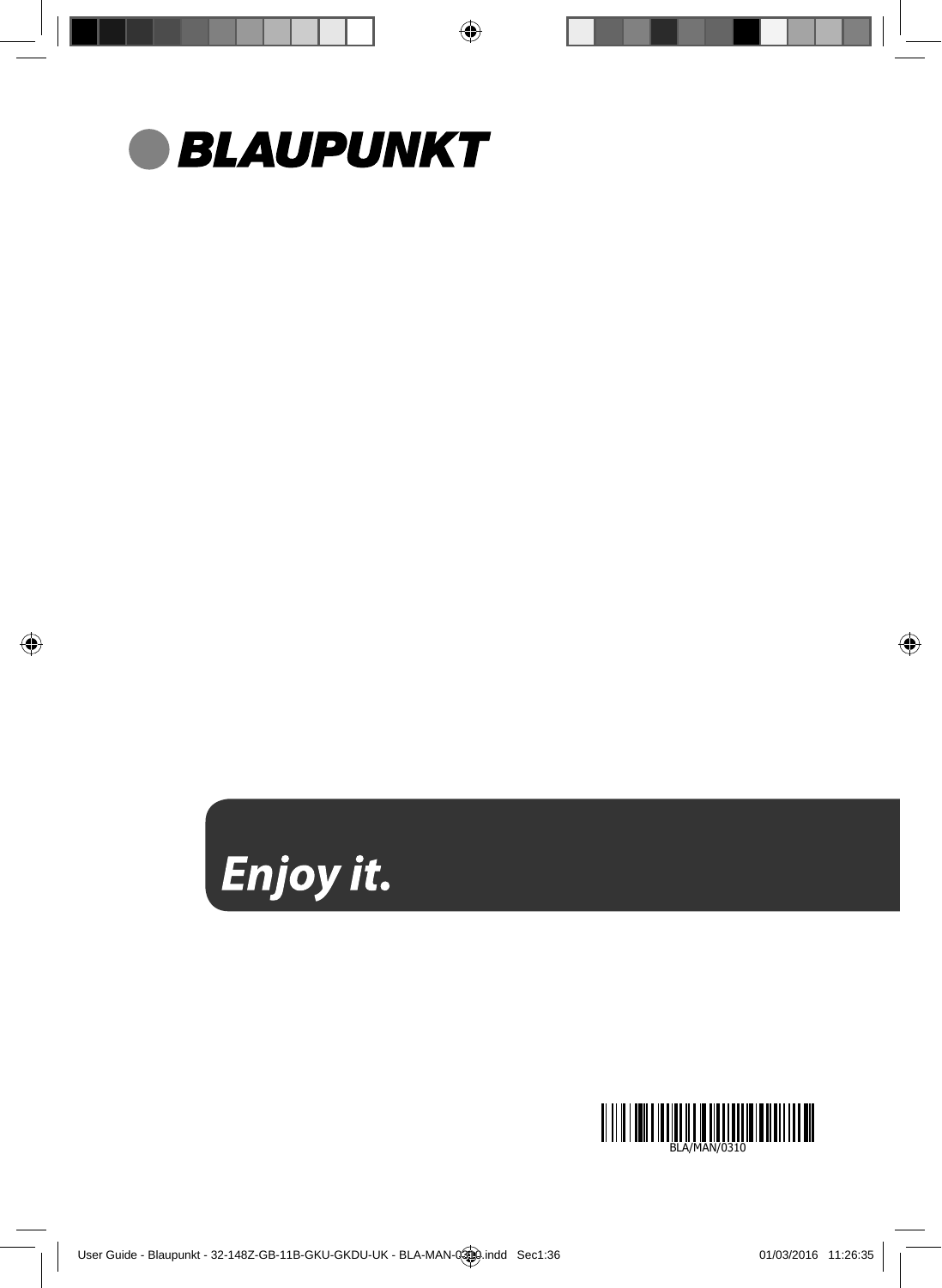BLAUPUNKT

*Enjoy it.*

BLA/MAN/0310